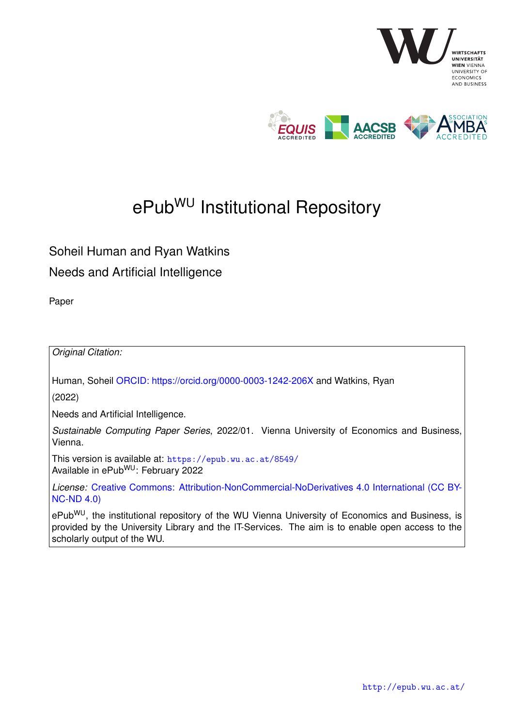# ePub$^{WU}$ Institutional Repository

Soheil Human and Ryan Watkins

Needs and Artificial Intelligence

Paper

*Original Citation:*

Human, Soheil ORCID: https://orcid.org/0000-0003-1242-206X and Watkins, Ryan

(2022)

Needs and Artificial Intelligence.

*Sustainable Computing Paper Series*, 2022/01. Vienna University of Economics and Business, Vienna.

This version is available at: https://epub.wu.ac.at/8549/
Available in ePub$^{WU}$: February 2022

*License:* Creative Commons: Attribution-NonCommercial-NoDerivatives 4.0 International (CC BY-NC-ND 4.0)

ePub$^{WU}$, the institutional repository of the WU Vienna University of Economics and Business, is provided by the University Library and the IT-Services. The aim is to enable open access to the scholarly output of the WU.

http://epub.wu.ac.at/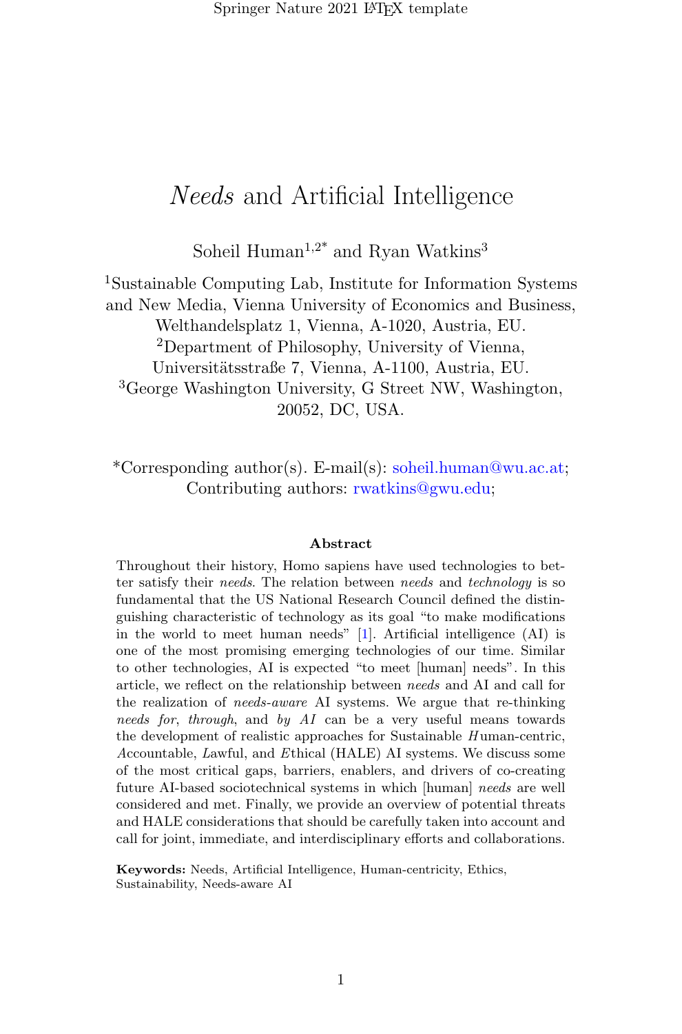# *Needs* and Artificial Intelligence

Soheil Human[1,2*] and Ryan Watkins[3]

[1]Sustainable Computing Lab, Institute for Information Systems and New Media, Vienna University of Economics and Business, Welthandelsplatz 1, Vienna, A-1020, Austria, EU.
[2]Department of Philosophy, University of Vienna, Universitätsstraße 7, Vienna, A-1100, Austria, EU.
[3]George Washington University, G Street NW, Washington, 20052, DC, USA.

*Corresponding author(s). E-mail(s): soheil.human@wu.ac.at; Contributing authors: rwatkins@gwu.edu;

**Abstract**

Throughout their history, Homo sapiens have used technologies to better satisfy their *needs*. The relation between *needs* and *technology* is so fundamental that the US National Research Council defined the distinguishing characteristic of technology as its goal "to make modifications in the world to meet human needs" [1]. Artificial intelligence (AI) is one of the most promising emerging technologies of our time. Similar to other technologies, AI is expected "to meet [human] needs". In this article, we reflect on the relationship between *needs* and AI and call for the realization of *needs-aware* AI systems. We argue that re-thinking *needs for*, *through*, and *by AI* can be a very useful means towards the development of realistic approaches for Sustainable *H*uman-centric, *A*ccountable, *L*awful, and *E*thical (HALE) AI systems. We discuss some of the most critical gaps, barriers, enablers, and drivers of co-creating future AI-based sociotechnical systems in which [human] *needs* are well considered and met. Finally, we provide an overview of potential threats and HALE considerations that should be carefully taken into account and call for joint, immediate, and interdisciplinary efforts and collaborations.

**Keywords:** Needs, Artificial Intelligence, Human-centricity, Ethics, Sustainability, Needs-aware AI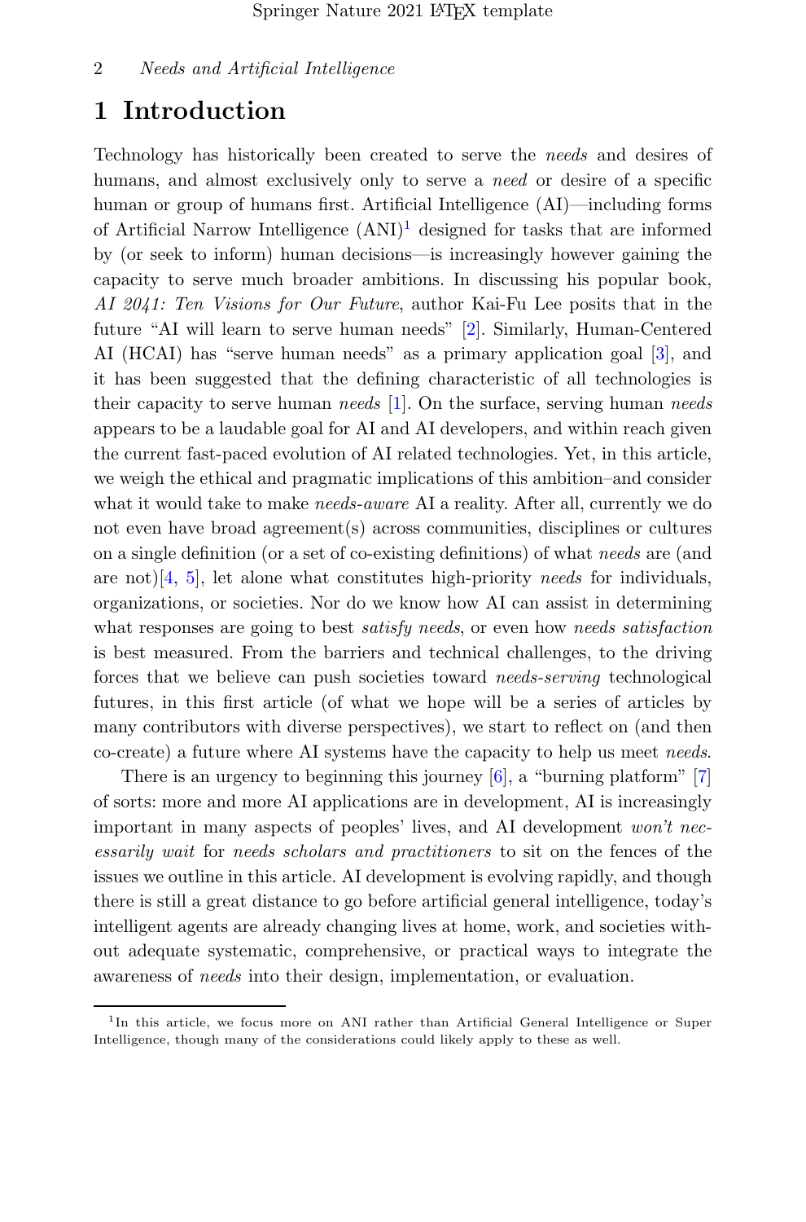# 1 Introduction

Technology has historically been created to serve the *needs* and desires of humans, and almost exclusively only to serve a *need* or desire of a specific human or group of humans first. Artificial Intelligence (AI)—including forms of Artificial Narrow Intelligence (ANI)[1] designed for tasks that are informed by (or seek to inform) human decisions—is increasingly however gaining the capacity to serve much broader ambitions. In discussing his popular book, *AI 2041: Ten Visions for Our Future*, author Kai-Fu Lee posits that in the future "AI will learn to serve human needs" [2]. Similarly, Human-Centered AI (HCAI) has "serve human needs" as a primary application goal [3], and it has been suggested that the defining characteristic of all technologies is their capacity to serve human *needs* [1]. On the surface, serving human *needs* appears to be a laudable goal for AI and AI developers, and within reach given the current fast-paced evolution of AI related technologies. Yet, in this article, we weigh the ethical and pragmatic implications of this ambition–and consider what it would take to make *needs-aware* AI a reality. After all, currently we do not even have broad agreement(s) across communities, disciplines or cultures on a single definition (or a set of co-existing definitions) of what *needs* are (and are not)[4, 5], let alone what constitutes high-priority *needs* for individuals, organizations, or societies. Nor do we know how AI can assist in determining what responses are going to best *satisfy needs*, or even how *needs satisfaction* is best measured. From the barriers and technical challenges, to the driving forces that we believe can push societies toward *needs-serving* technological futures, in this first article (of what we hope will be a series of articles by many contributors with diverse perspectives), we start to reflect on (and then co-create) a future where AI systems have the capacity to help us meet *needs*.

There is an urgency to beginning this journey [6], a "burning platform" [7] of sorts: more and more AI applications are in development, AI is increasingly important in many aspects of peoples' lives, and AI development *won't necessarily wait* for *needs scholars and practitioners* to sit on the fences of the issues we outline in this article. AI development is evolving rapidly, and though there is still a great distance to go before artificial general intelligence, today's intelligent agents are already changing lives at home, work, and societies without adequate systematic, comprehensive, or practical ways to integrate the awareness of *needs* into their design, implementation, or evaluation.

[1] In this article, we focus more on ANI rather than Artificial General Intelligence or Super Intelligence, though many of the considerations could likely apply to these as well.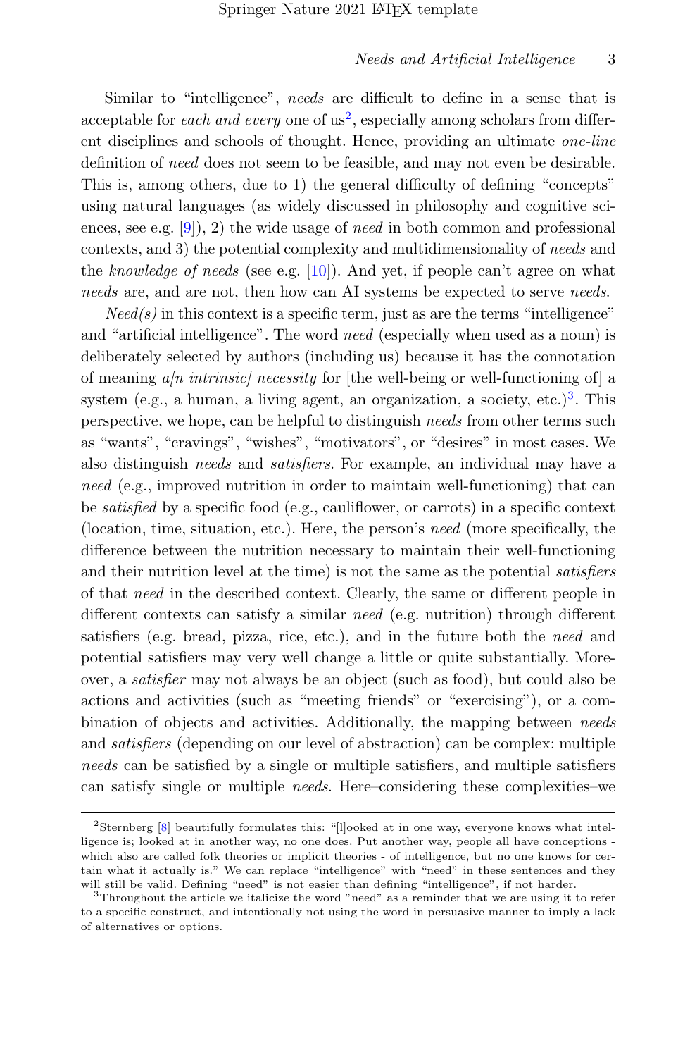Similar to "intelligence", *needs* are difficult to define in a sense that is acceptable for *each and every* one of us[2], especially among scholars from different disciplines and schools of thought. Hence, providing an ultimate *one-line* definition of *need* does not seem to be feasible, and may not even be desirable. This is, among others, due to 1) the general difficulty of defining "concepts" using natural languages (as widely discussed in philosophy and cognitive sciences, see e.g. [9]), 2) the wide usage of *need* in both common and professional contexts, and 3) the potential complexity and multidimensionality of *needs* and the *knowledge of needs* (see e.g. [10]). And yet, if people can't agree on what *needs* are, and are not, then how can AI systems be expected to serve *needs*.

*Need(s)* in this context is a specific term, just as are the terms "intelligence" and "artificial intelligence". The word *need* (especially when used as a noun) is deliberately selected by authors (including us) because it has the connotation of meaning *a[n intrinsic] necessity* for [the well-being or well-functioning of] a system (e.g., a human, a living agent, an organization, a society, etc.)[3]. This perspective, we hope, can be helpful to distinguish *needs* from other terms such as "wants", "cravings", "wishes", "motivators", or "desires" in most cases. We also distinguish *needs* and *satisfiers*. For example, an individual may have a *need* (e.g., improved nutrition in order to maintain well-functioning) that can be *satisfied* by a specific food (e.g., cauliflower, or carrots) in a specific context (location, time, situation, etc.). Here, the person's *need* (more specifically, the difference between the nutrition necessary to maintain their well-functioning and their nutrition level at the time) is not the same as the potential *satisfiers* of that *need* in the described context. Clearly, the same or different people in different contexts can satisfy a similar *need* (e.g. nutrition) through different satisfiers (e.g. bread, pizza, rice, etc.), and in the future both the *need* and potential satisfiers may very well change a little or quite substantially. Moreover, a *satisfier* may not always be an object (such as food), but could also be actions and activities (such as "meeting friends" or "exercising"), or a combination of objects and activities. Additionally, the mapping between *needs* and *satisfiers* (depending on our level of abstraction) can be complex: multiple *needs* can be satisfied by a single or multiple satisfiers, and multiple satisfiers can satisfy single or multiple *needs*. Here–considering these complexities–we

---

[2] Sternberg [8] beautifully formulates this: "[l]ooked at in one way, everyone knows what intelligence is; looked at in another way, no one does. Put another way, people all have conceptions - which also are called folk theories or implicit theories - of intelligence, but no one knows for certain what it actually is." We can replace "intelligence" with "need" in these sentences and they will still be valid. Defining "need" is not easier than defining "intelligence", if not harder.

[3] Throughout the article we italicize the word "need" as a reminder that we are using it to refer to a specific construct, and intentionally not using the word in persuasive manner to imply a lack of alternatives or options.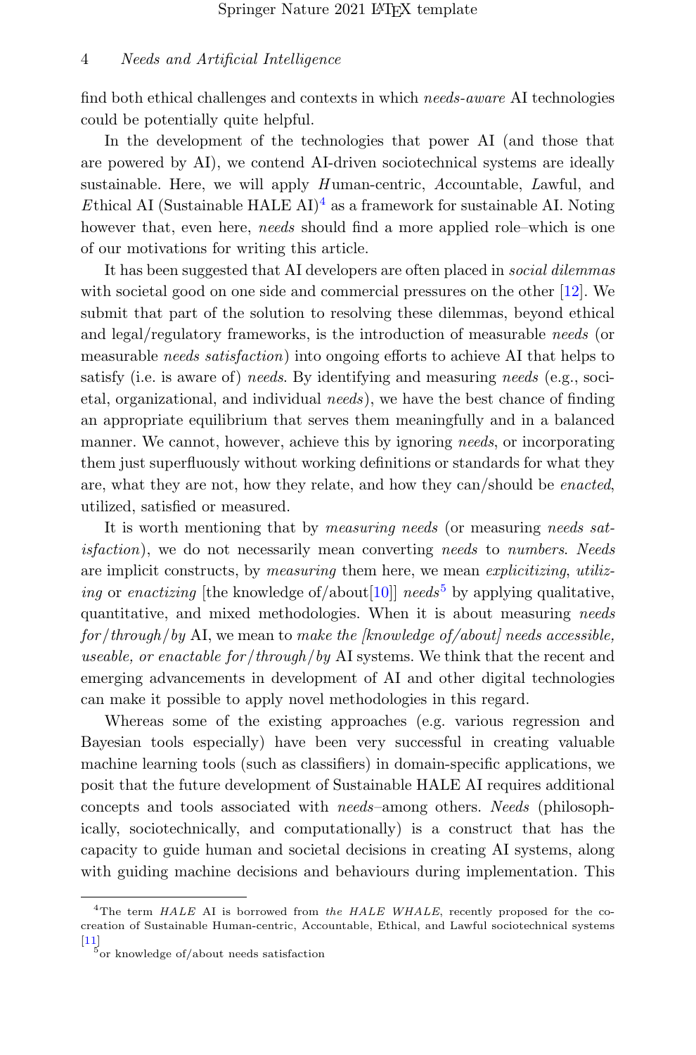find both ethical challenges and contexts in which *needs-aware* AI technologies could be potentially quite helpful.

In the development of the technologies that power AI (and those that are powered by AI), we contend AI-driven sociotechnical systems are ideally sustainable. Here, we will apply *H*uman-centric, *A*ccountable, *L*awful, and *E*thical AI (Sustainable HALE AI)[4] as a framework for sustainable AI. Noting however that, even here, *needs* should find a more applied role–which is one of our motivations for writing this article.

It has been suggested that AI developers are often placed in *social dilemmas* with societal good on one side and commercial pressures on the other [12]. We submit that part of the solution to resolving these dilemmas, beyond ethical and legal/regulatory frameworks, is the introduction of measurable *needs* (or measurable *needs satisfaction*) into ongoing efforts to achieve AI that helps to satisfy (i.e. is aware of) *needs*. By identifying and measuring *needs* (e.g., societal, organizational, and individual *needs*), we have the best chance of finding an appropriate equilibrium that serves them meaningfully and in a balanced manner. We cannot, however, achieve this by ignoring *needs*, or incorporating them just superfluously without working definitions or standards for what they are, what they are not, how they relate, and how they can/should be *enacted*, utilized, satisfied or measured.

It is worth mentioning that by *measuring needs* (or measuring *needs satisfaction*), we do not necessarily mean converting *needs* to *numbers*. *Needs* are implicit constructs, by *measuring* them here, we mean *explicitizing*, *utilizing* or *enactizing* [the knowledge of/about[10]] *needs*[5] by applying qualitative, quantitative, and mixed methodologies. When it is about measuring *needs for/through/by* AI, we mean to *make the [knowledge of/about] needs accessible, useable, or enactable for/through/by* AI systems. We think that the recent and emerging advancements in development of AI and other digital technologies can make it possible to apply novel methodologies in this regard.

Whereas some of the existing approaches (e.g. various regression and Bayesian tools especially) have been very successful in creating valuable machine learning tools (such as classifiers) in domain-specific applications, we posit that the future development of Sustainable HALE AI requires additional concepts and tools associated with *needs*–among others. *Needs* (philosophically, sociotechnically, and computationally) is a construct that has the capacity to guide human and societal decisions in creating AI systems, along with guiding machine decisions and behaviours during implementation. This

[4] The term *HALE* AI is borrowed from *the HALE WHALE*, recently proposed for the co-creation of Sustainable Human-centric, Accountable, Ethical, and Lawful sociotechnical systems [11]

[5] or knowledge of/about needs satisfaction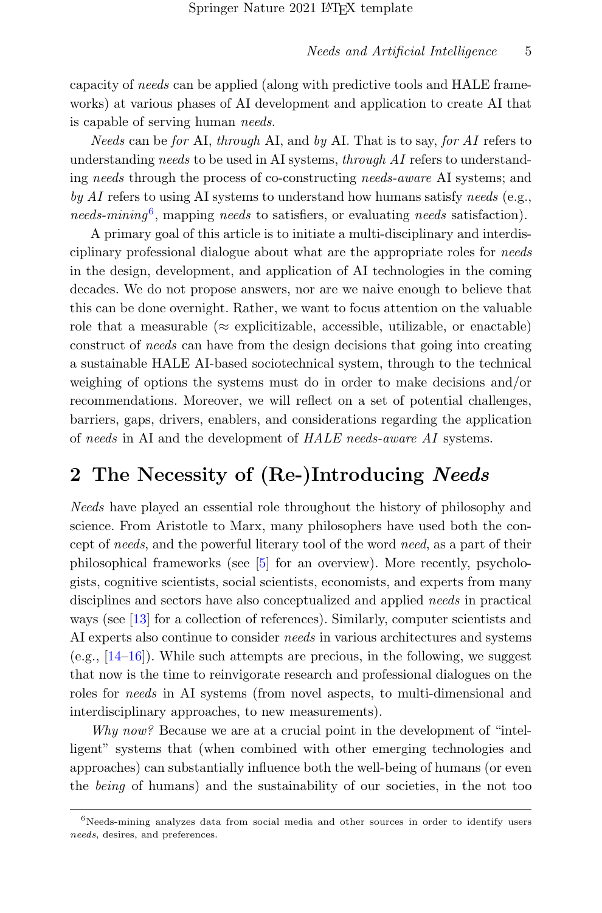capacity of *needs* can be applied (along with predictive tools and HALE frameworks) at various phases of AI development and application to create AI that is capable of serving human *needs*.

*Needs* can be *for* AI, *through* AI, and *by* AI. That is to say, *for AI* refers to understanding *needs* to be used in AI systems, *through AI* refers to understanding *needs* through the process of co-constructing *needs-aware* AI systems; and *by AI* refers to using AI systems to understand how humans satisfy *needs* (e.g., *needs-mining*[6], mapping *needs* to satisfiers, or evaluating *needs* satisfaction).

A primary goal of this article is to initiate a multi-disciplinary and interdisciplinary professional dialogue about what are the appropriate roles for *needs* in the design, development, and application of AI technologies in the coming decades. We do not propose answers, nor are we naive enough to believe that this can be done overnight. Rather, we want to focus attention on the valuable role that a measurable (≈ explicitizable, accessible, utilizable, or enactable) construct of *needs* can have from the design decisions that going into creating a sustainable HALE AI-based sociotechnical system, through to the technical weighing of options the systems must do in order to make decisions and/or recommendations. Moreover, we will reflect on a set of potential challenges, barriers, gaps, drivers, enablers, and considerations regarding the application of *needs* in AI and the development of *HALE needs-aware AI* systems.

## 2 The Necessity of (Re-)Introducing *Needs*

*Needs* have played an essential role throughout the history of philosophy and science. From Aristotle to Marx, many philosophers have used both the concept of *needs*, and the powerful literary tool of the word *need*, as a part of their philosophical frameworks (see [5] for an overview). More recently, psychologists, cognitive scientists, social scientists, economists, and experts from many disciplines and sectors have also conceptualized and applied *needs* in practical ways (see [13] for a collection of references). Similarly, computer scientists and AI experts also continue to consider *needs* in various architectures and systems (e.g., [14–16]). While such attempts are precious, in the following, we suggest that now is the time to reinvigorate research and professional dialogues on the roles for *needs* in AI systems (from novel aspects, to multi-dimensional and interdisciplinary approaches, to new measurements).

*Why now?* Because we are at a crucial point in the development of "intelligent" systems that (when combined with other emerging technologies and approaches) can substantially influence both the well-being of humans (or even the *being* of humans) and the sustainability of our societies, in the not too

[6] Needs-mining analyzes data from social media and other sources in order to identify users *needs*, desires, and preferences.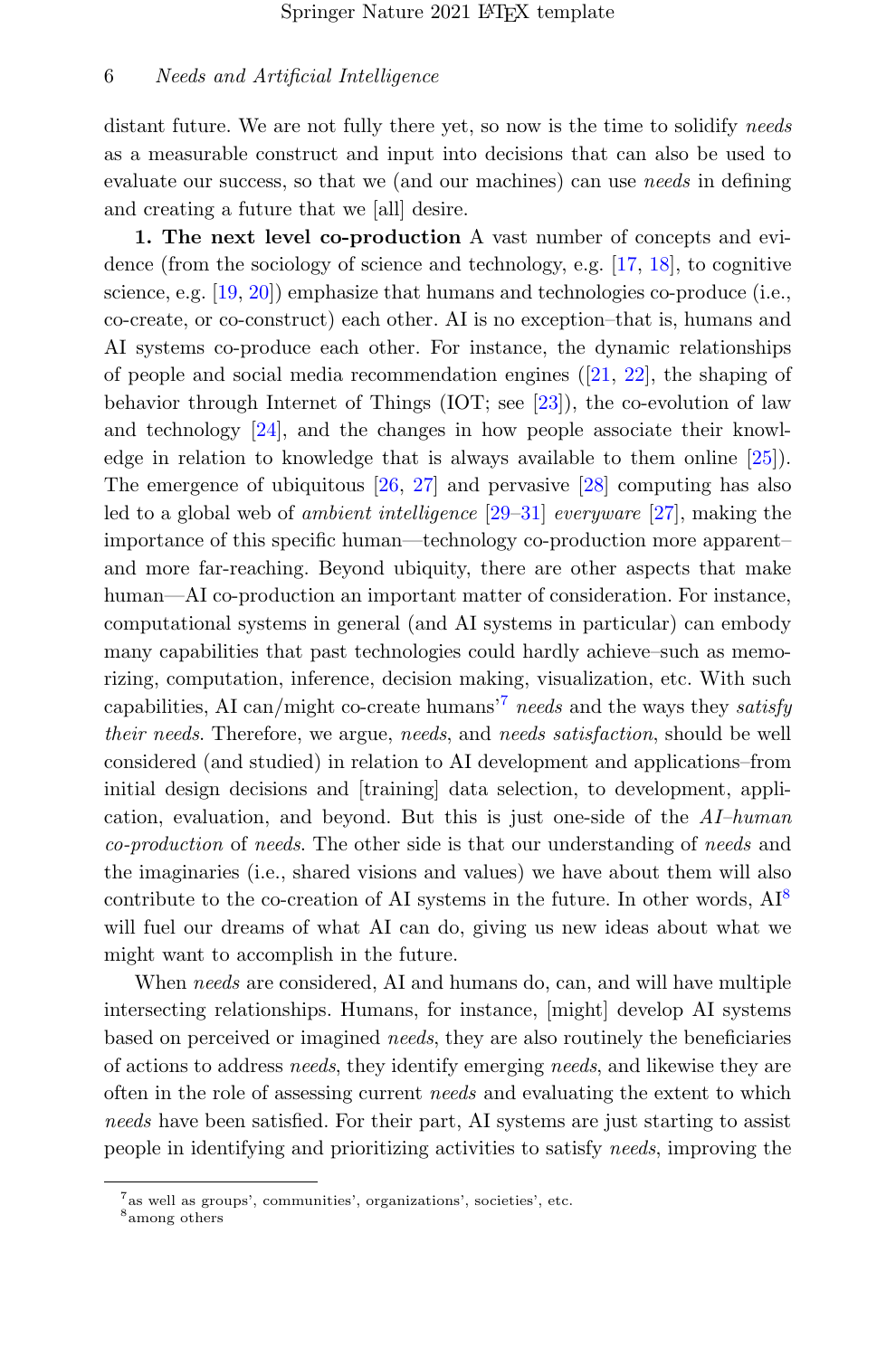distant future. We are not fully there yet, so now is the time to solidify *needs* as a measurable construct and input into decisions that can also be used to evaluate our success, so that we (and our machines) can use *needs* in defining and creating a future that we [all] desire.

**1. The next level co-production** A vast number of concepts and evidence (from the sociology of science and technology, e.g. [17, 18], to cognitive science, e.g. [19, 20]) emphasize that humans and technologies co-produce (i.e., co-create, or co-construct) each other. AI is no exception–that is, humans and AI systems co-produce each other. For instance, the dynamic relationships of people and social media recommendation engines ([21, 22], the shaping of behavior through Internet of Things (IOT; see [23]), the co-evolution of law and technology [24], and the changes in how people associate their knowledge in relation to knowledge that is always available to them online [25]). The emergence of ubiquitous [26, 27] and pervasive [28] computing has also led to a global web of *ambient intelligence* [29–31] *everyware* [27], making the importance of this specific human—technology co-production more apparent–and more far-reaching. Beyond ubiquity, there are other aspects that make human—AI co-production an important matter of consideration. For instance, computational systems in general (and AI systems in particular) can embody many capabilities that past technologies could hardly achieve–such as memorizing, computation, inference, decision making, visualization, etc. With such capabilities, AI can/might co-create humans'[7] *needs* and the ways they *satisfy their needs*. Therefore, we argue, *needs*, and *needs satisfaction*, should be well considered (and studied) in relation to AI development and applications–from initial design decisions and [training] data selection, to development, application, evaluation, and beyond. But this is just one-side of the *AI–human co-production* of *needs*. The other side is that our understanding of *needs* and the imaginaries (i.e., shared visions and values) we have about them will also contribute to the co-creation of AI systems in the future. In other words, AI[8] will fuel our dreams of what AI can do, giving us new ideas about what we might want to accomplish in the future.

When *needs* are considered, AI and humans do, can, and will have multiple intersecting relationships. Humans, for instance, [might] develop AI systems based on perceived or imagined *needs*, they are also routinely the beneficiaries of actions to address *needs*, they identify emerging *needs*, and likewise they are often in the role of assessing current *needs* and evaluating the extent to which *needs* have been satisfied. For their part, AI systems are just starting to assist people in identifying and prioritizing activities to satisfy *needs*, improving the

[7] as well as groups', communities', organizations', societies', etc.

[8] among others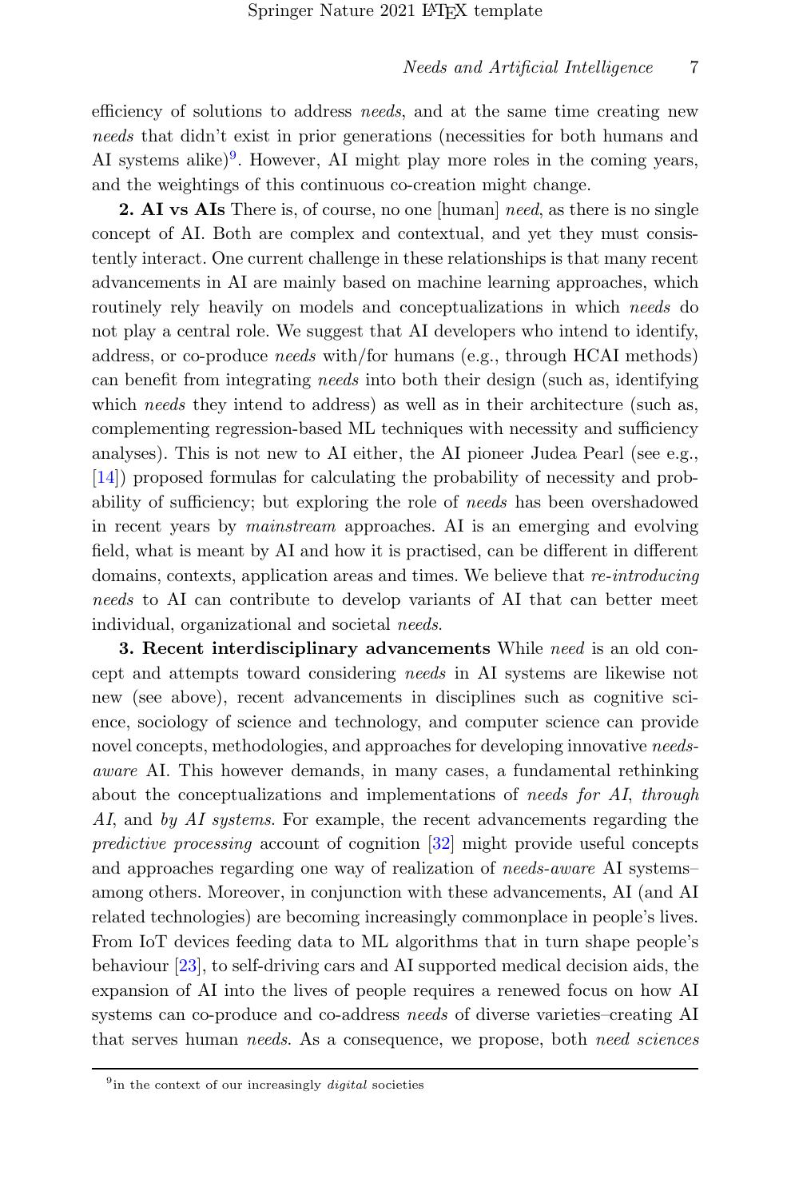efficiency of solutions to address *needs*, and at the same time creating new *needs* that didn't exist in prior generations (necessities for both humans and AI systems alike)[9]. However, AI might play more roles in the coming years, and the weightings of this continuous co-creation might change.

**2. AI vs AIs** There is, of course, no one [human] *need*, as there is no single concept of AI. Both are complex and contextual, and yet they must consistently interact. One current challenge in these relationships is that many recent advancements in AI are mainly based on machine learning approaches, which routinely rely heavily on models and conceptualizations in which *needs* do not play a central role. We suggest that AI developers who intend to identify, address, or co-produce *needs* with/for humans (e.g., through HCAI methods) can benefit from integrating *needs* into both their design (such as, identifying which *needs* they intend to address) as well as in their architecture (such as, complementing regression-based ML techniques with necessity and sufficiency analyses). This is not new to AI either, the AI pioneer Judea Pearl (see e.g., [14]) proposed formulas for calculating the probability of necessity and probability of sufficiency; but exploring the role of *needs* has been overshadowed in recent years by *mainstream* approaches. AI is an emerging and evolving field, what is meant by AI and how it is practised, can be different in different domains, contexts, application areas and times. We believe that *re-introducing needs* to AI can contribute to develop variants of AI that can better meet individual, organizational and societal *needs*.

**3. Recent interdisciplinary advancements** While *need* is an old concept and attempts toward considering *needs* in AI systems are likewise not new (see above), recent advancements in disciplines such as cognitive science, sociology of science and technology, and computer science can provide novel concepts, methodologies, and approaches for developing innovative *needs-aware* AI. This however demands, in many cases, a fundamental rethinking about the conceptualizations and implementations of *needs for AI*, *through AI*, and *by AI systems*. For example, the recent advancements regarding the *predictive processing* account of cognition [32] might provide useful concepts and approaches regarding one way of realization of *needs-aware* AI systems–among others. Moreover, in conjunction with these advancements, AI (and AI related technologies) are becoming increasingly commonplace in people's lives. From IoT devices feeding data to ML algorithms that in turn shape people's behaviour [23], to self-driving cars and AI supported medical decision aids, the expansion of AI into the lives of people requires a renewed focus on how AI systems can co-produce and co-address *needs* of diverse varieties–creating AI that serves human *needs*. As a consequence, we propose, both *need sciences*

[9] in the context of our increasingly *digital* societies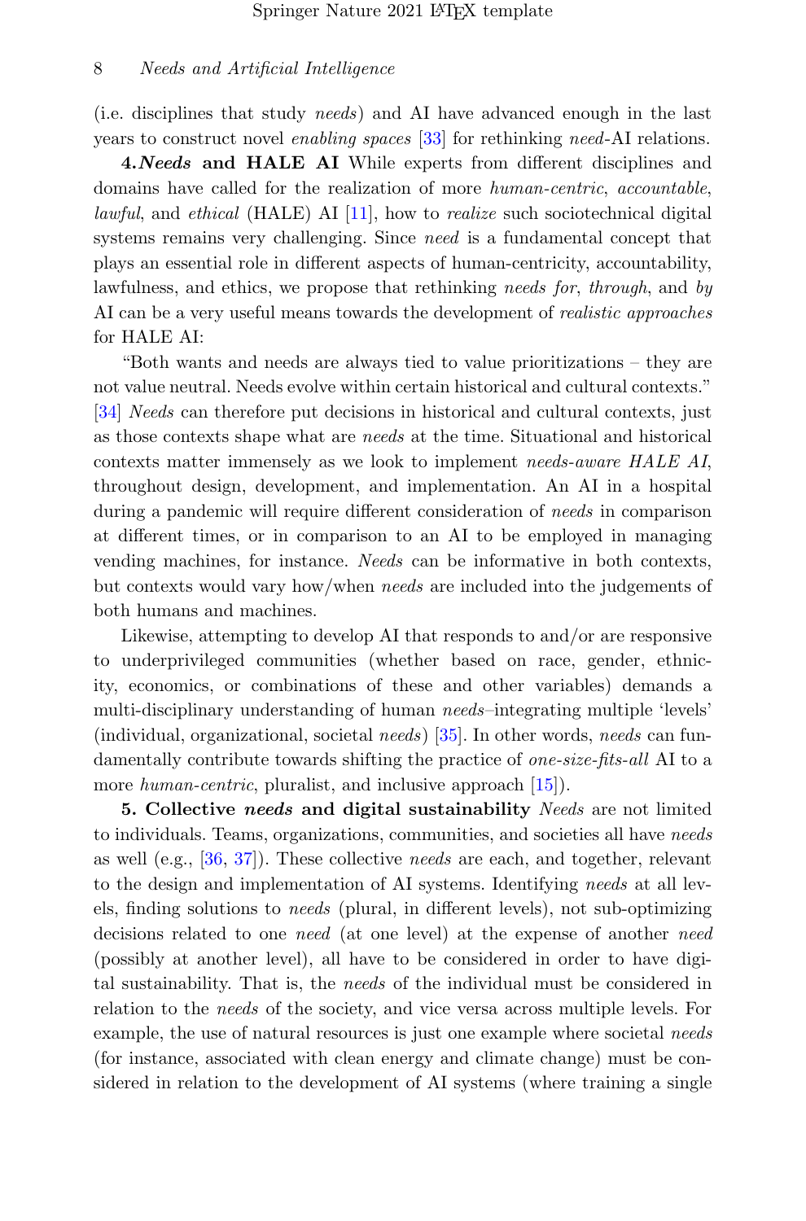(i.e. disciplines that study *needs*) and AI have advanced enough in the last years to construct novel *enabling spaces* [33] for rethinking *need*-AI relations.

**4.*Needs* and HALE AI** While experts from different disciplines and domains have called for the realization of more *human-centric*, *accountable*, *lawful*, and *ethical* (HALE) AI [11], how to *realize* such sociotechnical digital systems remains very challenging. Since *need* is a fundamental concept that plays an essential role in different aspects of human-centricity, accountability, lawfulness, and ethics, we propose that rethinking *needs for*, *through*, and *by* AI can be a very useful means towards the development of *realistic approaches* for HALE AI:

"Both wants and needs are always tied to value prioritizations – they are not value neutral. Needs evolve within certain historical and cultural contexts." [34] *Needs* can therefore put decisions in historical and cultural contexts, just as those contexts shape what are *needs* at the time. Situational and historical contexts matter immensely as we look to implement *needs-aware HALE AI*, throughout design, development, and implementation. An AI in a hospital during a pandemic will require different consideration of *needs* in comparison at different times, or in comparison to an AI to be employed in managing vending machines, for instance. *Needs* can be informative in both contexts, but contexts would vary how/when *needs* are included into the judgements of both humans and machines.

Likewise, attempting to develop AI that responds to and/or are responsive to underprivileged communities (whether based on race, gender, ethnicity, economics, or combinations of these and other variables) demands a multi-disciplinary understanding of human *needs*–integrating multiple 'levels' (individual, organizational, societal *needs*) [35]. In other words, *needs* can fundamentally contribute towards shifting the practice of *one-size-fits-all* AI to a more *human-centric*, pluralist, and inclusive approach [15]).

**5. Collective *needs* and digital sustainability** *Needs* are not limited to individuals. Teams, organizations, communities, and societies all have *needs* as well (e.g., [36, 37]). These collective *needs* are each, and together, relevant to the design and implementation of AI systems. Identifying *needs* at all levels, finding solutions to *needs* (plural, in different levels), not sub-optimizing decisions related to one *need* (at one level) at the expense of another *need* (possibly at another level), all have to be considered in order to have digital sustainability. That is, the *needs* of the individual must be considered in relation to the *needs* of the society, and vice versa across multiple levels. For example, the use of natural resources is just one example where societal *needs* (for instance, associated with clean energy and climate change) must be considered in relation to the development of AI systems (where training a single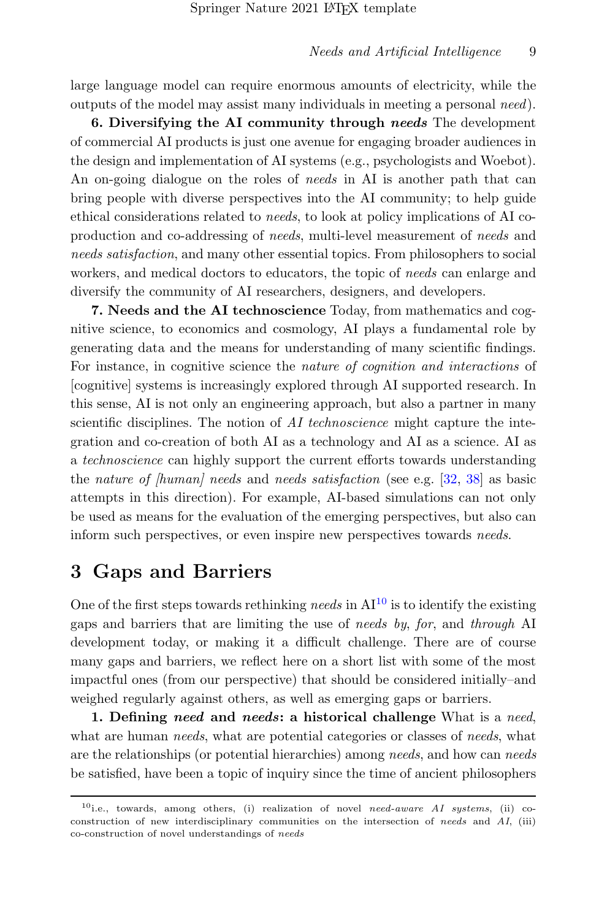large language model can require enormous amounts of electricity, while the outputs of the model may assist many individuals in meeting a personal *need*).

**6. Diversifying the AI community through *needs*** The development of commercial AI products is just one avenue for engaging broader audiences in the design and implementation of AI systems (e.g., psychologists and Woebot). An on-going dialogue on the roles of *needs* in AI is another path that can bring people with diverse perspectives into the AI community; to help guide ethical considerations related to *needs*, to look at policy implications of AI co-production and co-addressing of *needs*, multi-level measurement of *needs* and *needs satisfaction*, and many other essential topics. From philosophers to social workers, and medical doctors to educators, the topic of *needs* can enlarge and diversify the community of AI researchers, designers, and developers.

**7. Needs and the AI technoscience** Today, from mathematics and cognitive science, to economics and cosmology, AI plays a fundamental role by generating data and the means for understanding of many scientific findings. For instance, in cognitive science the *nature of cognition and interactions* of [cognitive] systems is increasingly explored through AI supported research. In this sense, AI is not only an engineering approach, but also a partner in many scientific disciplines. The notion of *AI technoscience* might capture the integration and co-creation of both AI as a technology and AI as a science. AI as a *technoscience* can highly support the current efforts towards understanding the *nature of [human] needs* and *needs satisfaction* (see e.g. [32, 38] as basic attempts in this direction). For example, AI-based simulations can not only be used as means for the evaluation of the emerging perspectives, but also can inform such perspectives, or even inspire new perspectives towards *needs*.

## 3 Gaps and Barriers

One of the first steps towards rethinking *needs* in AI[10] is to identify the existing gaps and barriers that are limiting the use of *needs by*, *for*, and *through* AI development today, or making it a difficult challenge. There are of course many gaps and barriers, we reflect here on a short list with some of the most impactful ones (from our perspective) that should be considered initially–and weighed regularly against others, as well as emerging gaps or barriers.

**1. Defining *need* and *needs*: a historical challenge** What is a *need*, what are human *needs*, what are potential categories or classes of *needs*, what are the relationships (or potential hierarchies) among *needs*, and how can *needs* be satisfied, have been a topic of inquiry since the time of ancient philosophers

[10] i.e., towards, among others, (i) realization of novel *need-aware AI systems*, (ii) co-construction of new interdisciplinary communities on the intersection of *needs* and *AI*, (iii) co-construction of novel understandings of *needs*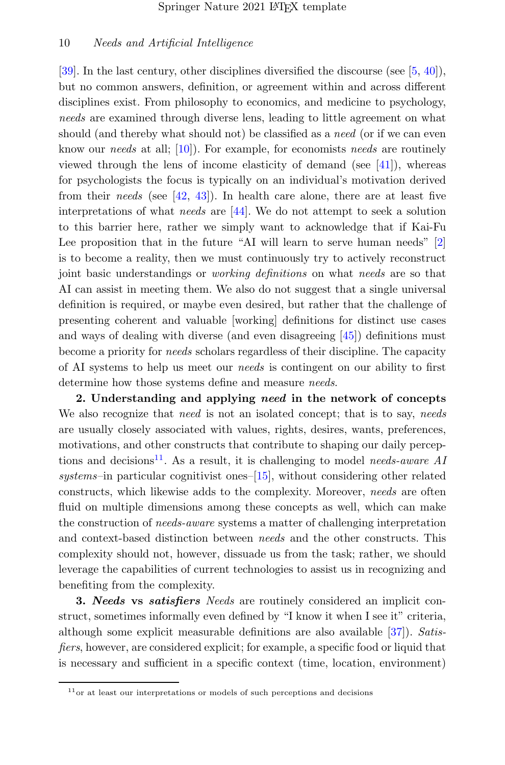[39]. In the last century, other disciplines diversified the discourse (see [5, 40]), but no common answers, definition, or agreement within and across different disciplines exist. From philosophy to economics, and medicine to psychology, *needs* are examined through diverse lens, leading to little agreement on what should (and thereby what should not) be classified as a *need* (or if we can even know our *needs* at all; [10]). For example, for economists *needs* are routinely viewed through the lens of income elasticity of demand (see [41]), whereas for psychologists the focus is typically on an individual's motivation derived from their *needs* (see [42, 43]). In health care alone, there are at least five interpretations of what *needs* are [44]. We do not attempt to seek a solution to this barrier here, rather we simply want to acknowledge that if Kai-Fu Lee proposition that in the future "AI will learn to serve human needs" [2] is to become a reality, then we must continuously try to actively reconstruct joint basic understandings or *working definitions* on what *needs* are so that AI can assist in meeting them. We also do not suggest that a single universal definition is required, or maybe even desired, but rather that the challenge of presenting coherent and valuable [working] definitions for distinct use cases and ways of dealing with diverse (and even disagreeing [45]) definitions must become a priority for *needs* scholars regardless of their discipline. The capacity of AI systems to help us meet our *needs* is contingent on our ability to first determine how those systems define and measure *needs*.

**2. Understanding and applying *need* in the network of concepts** We also recognize that *need* is not an isolated concept; that is to say, *needs* are usually closely associated with values, rights, desires, wants, preferences, motivations, and other constructs that contribute to shaping our daily perceptions and decisions[11]. As a result, it is challenging to model *needs-aware AI systems*–in particular cognitivist ones–[15], without considering other related constructs, which likewise adds to the complexity. Moreover, *needs* are often fluid on multiple dimensions among these concepts as well, which can make the construction of *needs-aware* systems a matter of challenging interpretation and context-based distinction between *needs* and the other constructs. This complexity should not, however, dissuade us from the task; rather, we should leverage the capabilities of current technologies to assist us in recognizing and benefiting from the complexity.

**3. *Needs* vs *satisfiers*** *Needs* are routinely considered an implicit construct, sometimes informally even defined by "I know it when I see it" criteria, although some explicit measurable definitions are also available [37]). *Satisfiers*, however, are considered explicit; for example, a specific food or liquid that is necessary and sufficient in a specific context (time, location, environment)

[11] or at least our interpretations or models of such perceptions and decisions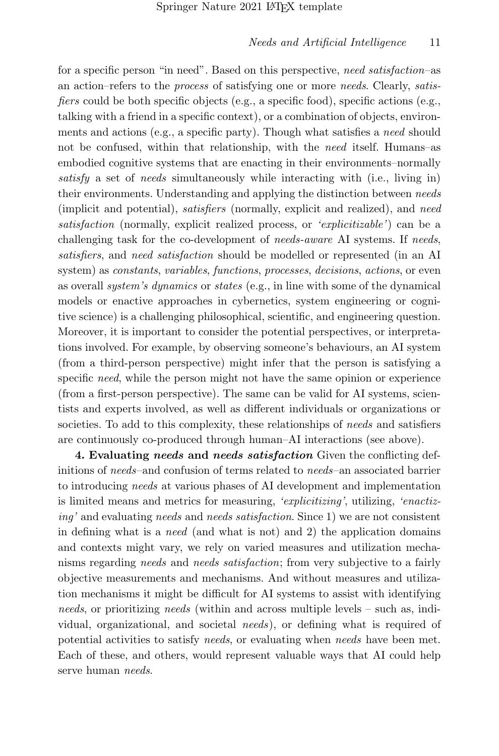for a specific person "in need". Based on this perspective, *need satisfaction*–as an action–refers to the *process* of satisfying one or more *needs*. Clearly, *satisfiers* could be both specific objects (e.g., a specific food), specific actions (e.g., talking with a friend in a specific context), or a combination of objects, environments and actions (e.g., a specific party). Though what satisfies a *need* should not be confused, within that relationship, with the *need* itself. Humans–as embodied cognitive systems that are enacting in their environments–normally *satisfy* a set of *needs* simultaneously while interacting with (i.e., living in) their environments. Understanding and applying the distinction between *needs* (implicit and potential), *satisfiers* (normally, explicit and realized), and *need satisfaction* (normally, explicit realized process, or *'explicitizable'*) can be a challenging task for the co-development of *needs-aware* AI systems. If *needs*, *satisfiers*, and *need satisfaction* should be modelled or represented (in an AI system) as *constants*, *variables*, *functions*, *processes*, *decisions*, *actions*, or even as overall *system's dynamics* or *states* (e.g., in line with some of the dynamical models or enactive approaches in cybernetics, system engineering or cognitive science) is a challenging philosophical, scientific, and engineering question. Moreover, it is important to consider the potential perspectives, or interpretations involved. For example, by observing someone's behaviours, an AI system (from a third-person perspective) might infer that the person is satisfying a specific *need*, while the person might not have the same opinion or experience (from a first-person perspective). The same can be valid for AI systems, scientists and experts involved, as well as different individuals or organizations or societies. To add to this complexity, these relationships of *needs* and satisfiers are continuously co-produced through human–AI interactions (see above).

**4. Evaluating *needs* and *needs satisfaction*** Given the conflicting definitions of *needs*–and confusion of terms related to *needs*–an associated barrier to introducing *needs* at various phases of AI development and implementation is limited means and metrics for measuring, *'explicitizing'*, utilizing, *'enactizing'* and evaluating *needs* and *needs satisfaction*. Since 1) we are not consistent in defining what is a *need* (and what is not) and 2) the application domains and contexts might vary, we rely on varied measures and utilization mechanisms regarding *needs* and *needs satisfaction*; from very subjective to a fairly objective measurements and mechanisms. And without measures and utilization mechanisms it might be difficult for AI systems to assist with identifying *needs*, or prioritizing *needs* (within and across multiple levels – such as, individual, organizational, and societal *needs*), or defining what is required of potential activities to satisfy *needs*, or evaluating when *needs* have been met. Each of these, and others, would represent valuable ways that AI could help serve human *needs*.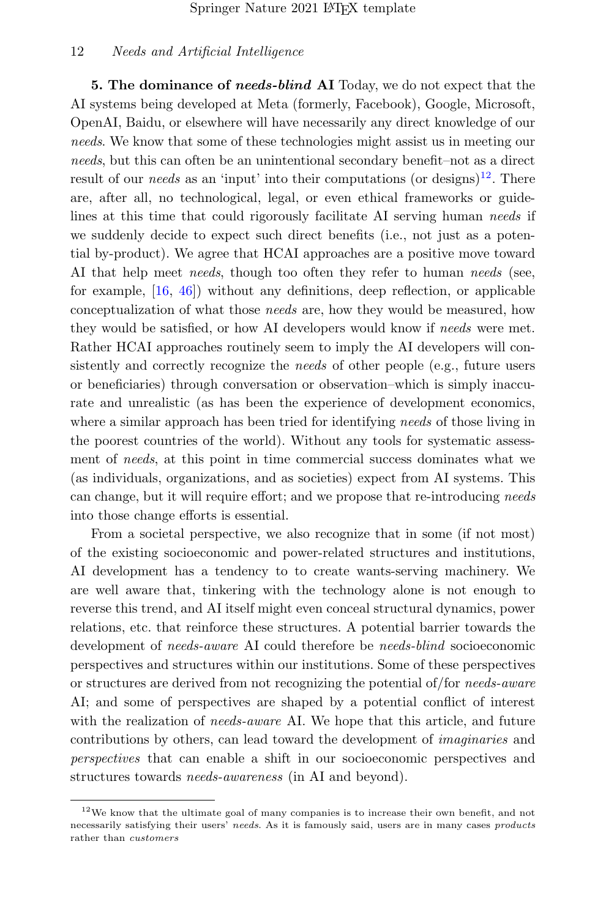**5. The dominance of *needs-blind* AI** Today, we do not expect that the AI systems being developed at Meta (formerly, Facebook), Google, Microsoft, OpenAI, Baidu, or elsewhere will have necessarily any direct knowledge of our *needs*. We know that some of these technologies might assist us in meeting our *needs*, but this can often be an unintentional secondary benefit–not as a direct result of our *needs* as an 'input' into their computations (or designs)[12]. There are, after all, no technological, legal, or even ethical frameworks or guidelines at this time that could rigorously facilitate AI serving human *needs* if we suddenly decide to expect such direct benefits (i.e., not just as a potential by-product). We agree that HCAI approaches are a positive move toward AI that help meet *needs*, though too often they refer to human *needs* (see, for example, [16, 46]) without any definitions, deep reflection, or applicable conceptualization of what those *needs* are, how they would be measured, how they would be satisfied, or how AI developers would know if *needs* were met. Rather HCAI approaches routinely seem to imply the AI developers will consistently and correctly recognize the *needs* of other people (e.g., future users or beneficiaries) through conversation or observation–which is simply inaccurate and unrealistic (as has been the experience of development economics, where a similar approach has been tried for identifying *needs* of those living in the poorest countries of the world). Without any tools for systematic assessment of *needs*, at this point in time commercial success dominates what we (as individuals, organizations, and as societies) expect from AI systems. This can change, but it will require effort; and we propose that re-introducing *needs* into those change efforts is essential.

From a societal perspective, we also recognize that in some (if not most) of the existing socioeconomic and power-related structures and institutions, AI development has a tendency to to create wants-serving machinery. We are well aware that, tinkering with the technology alone is not enough to reverse this trend, and AI itself might even conceal structural dynamics, power relations, etc. that reinforce these structures. A potential barrier towards the development of *needs-aware* AI could therefore be *needs-blind* socioeconomic perspectives and structures within our institutions. Some of these perspectives or structures are derived from not recognizing the potential of/for *needs-aware* AI; and some of perspectives are shaped by a potential conflict of interest with the realization of *needs-aware* AI. We hope that this article, and future contributions by others, can lead toward the development of *imaginaries* and *perspectives* that can enable a shift in our socioeconomic perspectives and structures towards *needs-awareness* (in AI and beyond).

---

[12] We know that the ultimate goal of many companies is to increase their own benefit, and not necessarily satisfying their users' *needs*. As it is famously said, users are in many cases *products* rather than *customers*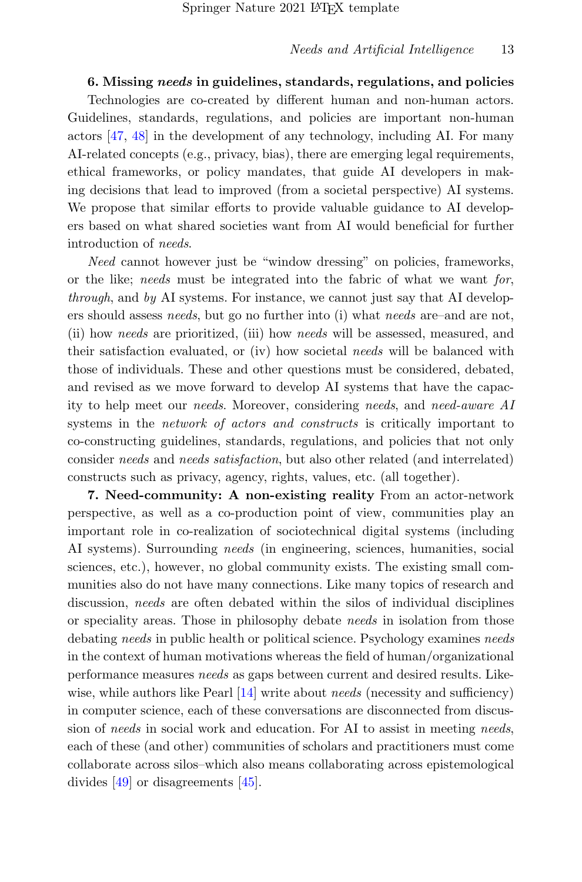**6. Missing *needs* in guidelines, standards, regulations, and policies** Technologies are co-created by different human and non-human actors. Guidelines, standards, regulations, and policies are important non-human actors [47, 48] in the development of any technology, including AI. For many AI-related concepts (e.g., privacy, bias), there are emerging legal requirements, ethical frameworks, or policy mandates, that guide AI developers in making decisions that lead to improved (from a societal perspective) AI systems. We propose that similar efforts to provide valuable guidance to AI developers based on what shared societies want from AI would beneficial for further introduction of *needs*.

*Need* cannot however just be "window dressing" on policies, frameworks, or the like; *needs* must be integrated into the fabric of what we want *for*, *through*, and *by* AI systems. For instance, we cannot just say that AI developers should assess *needs*, but go no further into (i) what *needs* are–and are not, (ii) how *needs* are prioritized, (iii) how *needs* will be assessed, measured, and their satisfaction evaluated, or (iv) how societal *needs* will be balanced with those of individuals. These and other questions must be considered, debated, and revised as we move forward to develop AI systems that have the capacity to help meet our *needs*. Moreover, considering *needs*, and *need-aware AI* systems in the *network of actors and constructs* is critically important to co-constructing guidelines, standards, regulations, and policies that not only consider *needs* and *needs satisfaction*, but also other related (and interrelated) constructs such as privacy, agency, rights, values, etc. (all together).

**7. Need-community: A non-existing reality** From an actor-network perspective, as well as a co-production point of view, communities play an important role in co-realization of sociotechnical digital systems (including AI systems). Surrounding *needs* (in engineering, sciences, humanities, social sciences, etc.), however, no global community exists. The existing small communities also do not have many connections. Like many topics of research and discussion, *needs* are often debated within the silos of individual disciplines or speciality areas. Those in philosophy debate *needs* in isolation from those debating *needs* in public health or political science. Psychology examines *needs* in the context of human motivations whereas the field of human/organizational performance measures *needs* as gaps between current and desired results. Likewise, while authors like Pearl [14] write about *needs* (necessity and sufficiency) in computer science, each of these conversations are disconnected from discussion of *needs* in social work and education. For AI to assist in meeting *needs*, each of these (and other) communities of scholars and practitioners must come collaborate across silos–which also means collaborating across epistemological divides [49] or disagreements [45].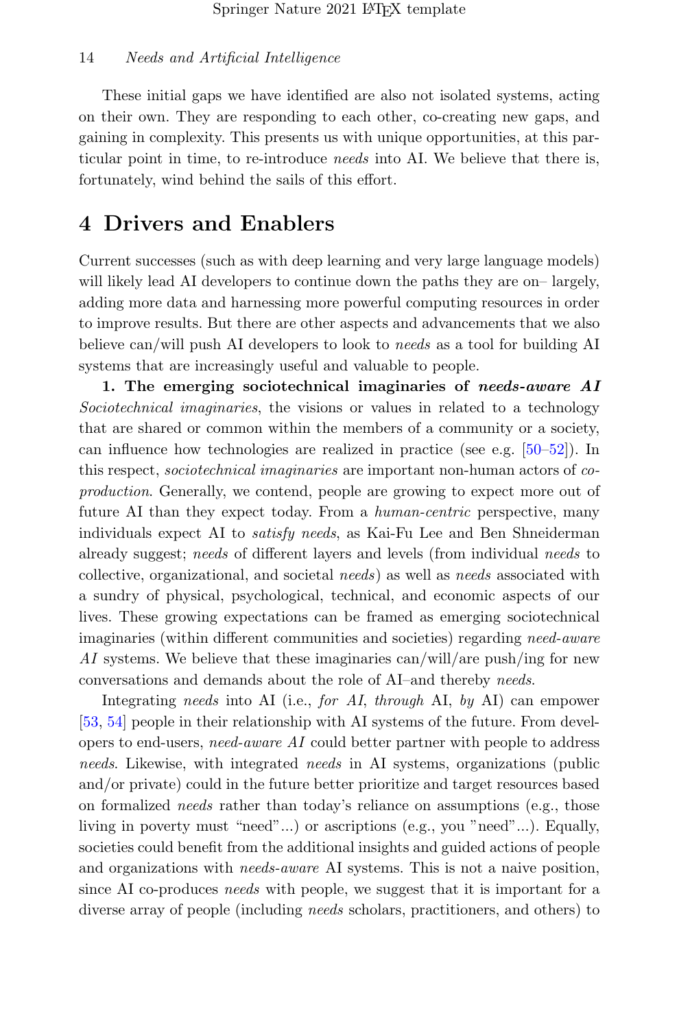These initial gaps we have identified are also not isolated systems, acting on their own. They are responding to each other, co-creating new gaps, and gaining in complexity. This presents us with unique opportunities, at this particular point in time, to re-introduce *needs* into AI. We believe that there is, fortunately, wind behind the sails of this effort.

# 4 Drivers and Enablers

Current successes (such as with deep learning and very large language models) will likely lead AI developers to continue down the paths they are on– largely, adding more data and harnessing more powerful computing resources in order to improve results. But there are other aspects and advancements that we also believe can/will push AI developers to look to *needs* as a tool for building AI systems that are increasingly useful and valuable to people.

**1. The emerging sociotechnical imaginaries of *needs-aware AI*** *Sociotechnical imaginaries*, the visions or values in related to a technology that are shared or common within the members of a community or a society, can influence how technologies are realized in practice (see e.g. [50–52]). In this respect, *sociotechnical imaginaries* are important non-human actors of *co-production*. Generally, we contend, people are growing to expect more out of future AI than they expect today. From a *human-centric* perspective, many individuals expect AI to *satisfy needs*, as Kai-Fu Lee and Ben Shneiderman already suggest; *needs* of different layers and levels (from individual *needs* to collective, organizational, and societal *needs*) as well as *needs* associated with a sundry of physical, psychological, technical, and economic aspects of our lives. These growing expectations can be framed as emerging sociotechnical imaginaries (within different communities and societies) regarding *need-aware AI* systems. We believe that these imaginaries can/will/are push/ing for new conversations and demands about the role of AI–and thereby *needs*.

Integrating *needs* into AI (i.e., *for AI*, *through* AI, *by* AI) can empower [53, 54] people in their relationship with AI systems of the future. From developers to end-users, *need-aware AI* could better partner with people to address *needs*. Likewise, with integrated *needs* in AI systems, organizations (public and/or private) could in the future better prioritize and target resources based on formalized *needs* rather than today's reliance on assumptions (e.g., those living in poverty must "need"...) or ascriptions (e.g., you "need"...). Equally, societies could benefit from the additional insights and guided actions of people and organizations with *needs-aware* AI systems. This is not a naive position, since AI co-produces *needs* with people, we suggest that it is important for a diverse array of people (including *needs* scholars, practitioners, and others) to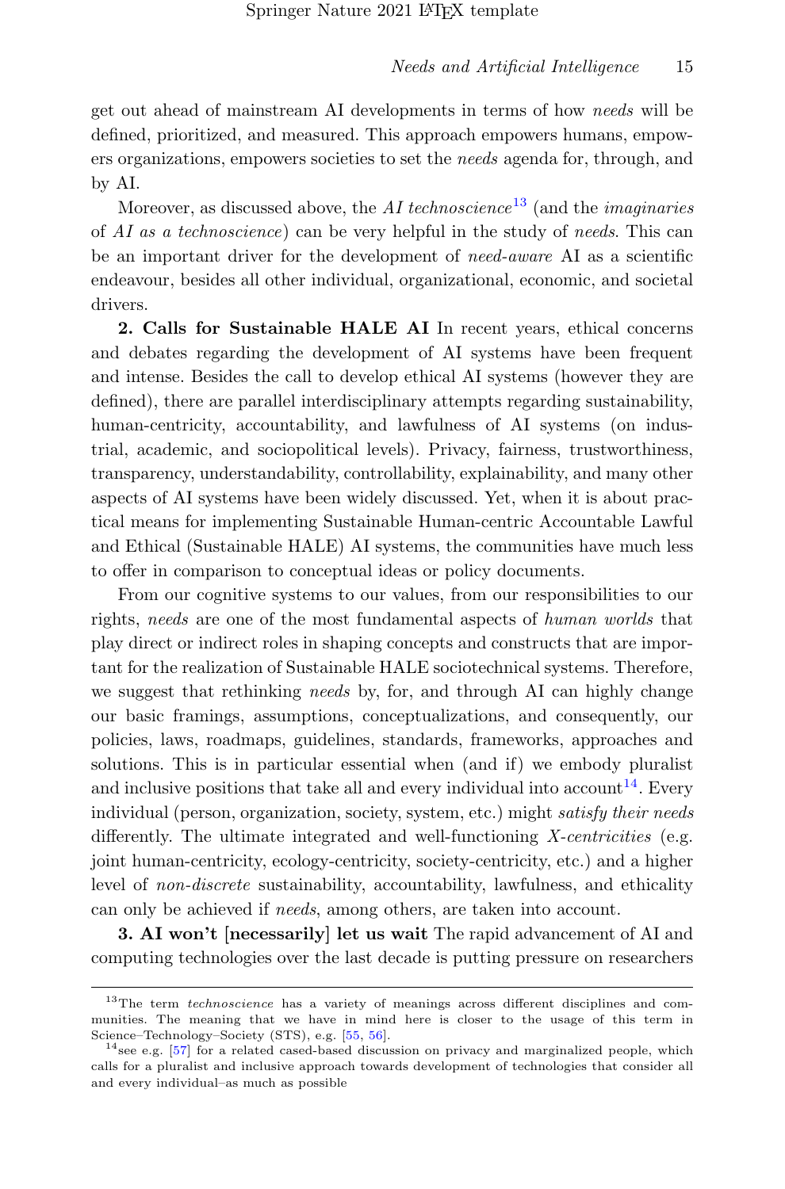get out ahead of mainstream AI developments in terms of how *needs* will be defined, prioritized, and measured. This approach empowers humans, empowers organizations, empowers societies to set the *needs* agenda for, through, and by AI.

Moreover, as discussed above, the *AI technoscience*[13] (and the *imaginaries of AI as a technoscience*) can be very helpful in the study of *needs*. This can be an important driver for the development of *need-aware* AI as a scientific endeavour, besides all other individual, organizational, economic, and societal drivers.

**2. Calls for Sustainable HALE AI** In recent years, ethical concerns and debates regarding the development of AI systems have been frequent and intense. Besides the call to develop ethical AI systems (however they are defined), there are parallel interdisciplinary attempts regarding sustainability, human-centricity, accountability, and lawfulness of AI systems (on industrial, academic, and sociopolitical levels). Privacy, fairness, trustworthiness, transparency, understandability, controllability, explainability, and many other aspects of AI systems have been widely discussed. Yet, when it is about practical means for implementing Sustainable Human-centric Accountable Lawful and Ethical (Sustainable HALE) AI systems, the communities have much less to offer in comparison to conceptual ideas or policy documents.

From our cognitive systems to our values, from our responsibilities to our rights, *needs* are one of the most fundamental aspects of *human worlds* that play direct or indirect roles in shaping concepts and constructs that are important for the realization of Sustainable HALE sociotechnical systems. Therefore, we suggest that rethinking *needs* by, for, and through AI can highly change our basic framings, assumptions, conceptualizations, and consequently, our policies, laws, roadmaps, guidelines, standards, frameworks, approaches and solutions. This is in particular essential when (and if) we embody pluralist and inclusive positions that take all and every individual into account[14]. Every individual (person, organization, society, system, etc.) might *satisfy their needs* differently. The ultimate integrated and well-functioning *X-centricities* (e.g. joint human-centricity, ecology-centricity, society-centricity, etc.) and a higher level of *non-discrete* sustainability, accountability, lawfulness, and ethicality can only be achieved if *needs*, among others, are taken into account.

**3. AI won't [necessarily] let us wait** The rapid advancement of AI and computing technologies over the last decade is putting pressure on researchers

---

[13] The term *technoscience* has a variety of meanings across different disciplines and communities. The meaning that we have in mind here is closer to the usage of this term in Science–Technology–Society (STS), e.g. [55, 56].

[14] see e.g. [57] for a related cased-based discussion on privacy and marginalized people, which calls for a pluralist and inclusive approach towards development of technologies that consider all and every individual–as much as possible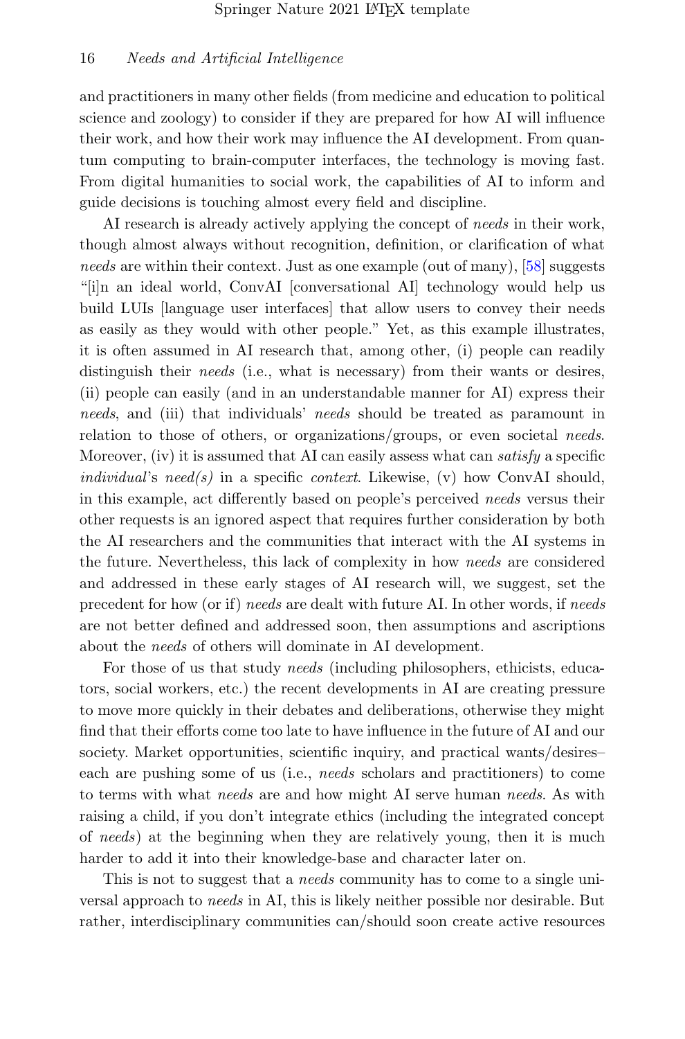and practitioners in many other fields (from medicine and education to political science and zoology) to consider if they are prepared for how AI will influence their work, and how their work may influence the AI development. From quantum computing to brain-computer interfaces, the technology is moving fast. From digital humanities to social work, the capabilities of AI to inform and guide decisions is touching almost every field and discipline.

AI research is already actively applying the concept of *needs* in their work, though almost always without recognition, definition, or clarification of what *needs* are within their context. Just as one example (out of many), [58] suggests "[i]n an ideal world, ConvAI [conversational AI] technology would help us build LUIs [language user interfaces] that allow users to convey their needs as easily as they would with other people." Yet, as this example illustrates, it is often assumed in AI research that, among other, (i) people can readily distinguish their *needs* (i.e., what is necessary) from their wants or desires, (ii) people can easily (and in an understandable manner for AI) express their *needs*, and (iii) that individuals' *needs* should be treated as paramount in relation to those of others, or organizations/groups, or even societal *needs*. Moreover, (iv) it is assumed that AI can easily assess what can *satisfy* a specific *individual*'s *need(s)* in a specific *context*. Likewise, (v) how ConvAI should, in this example, act differently based on people's perceived *needs* versus their other requests is an ignored aspect that requires further consideration by both the AI researchers and the communities that interact with the AI systems in the future. Nevertheless, this lack of complexity in how *needs* are considered and addressed in these early stages of AI research will, we suggest, set the precedent for how (or if) *needs* are dealt with future AI. In other words, if *needs* are not better defined and addressed soon, then assumptions and ascriptions about the *needs* of others will dominate in AI development.

For those of us that study *needs* (including philosophers, ethicists, educators, social workers, etc.) the recent developments in AI are creating pressure to move more quickly in their debates and deliberations, otherwise they might find that their efforts come too late to have influence in the future of AI and our society. Market opportunities, scientific inquiry, and practical wants/desires– each are pushing some of us (i.e., *needs* scholars and practitioners) to come to terms with what *needs* are and how might AI serve human *needs*. As with raising a child, if you don't integrate ethics (including the integrated concept of *needs*) at the beginning when they are relatively young, then it is much harder to add it into their knowledge-base and character later on.

This is not to suggest that a *needs* community has to come to a single universal approach to *needs* in AI, this is likely neither possible nor desirable. But rather, interdisciplinary communities can/should soon create active resources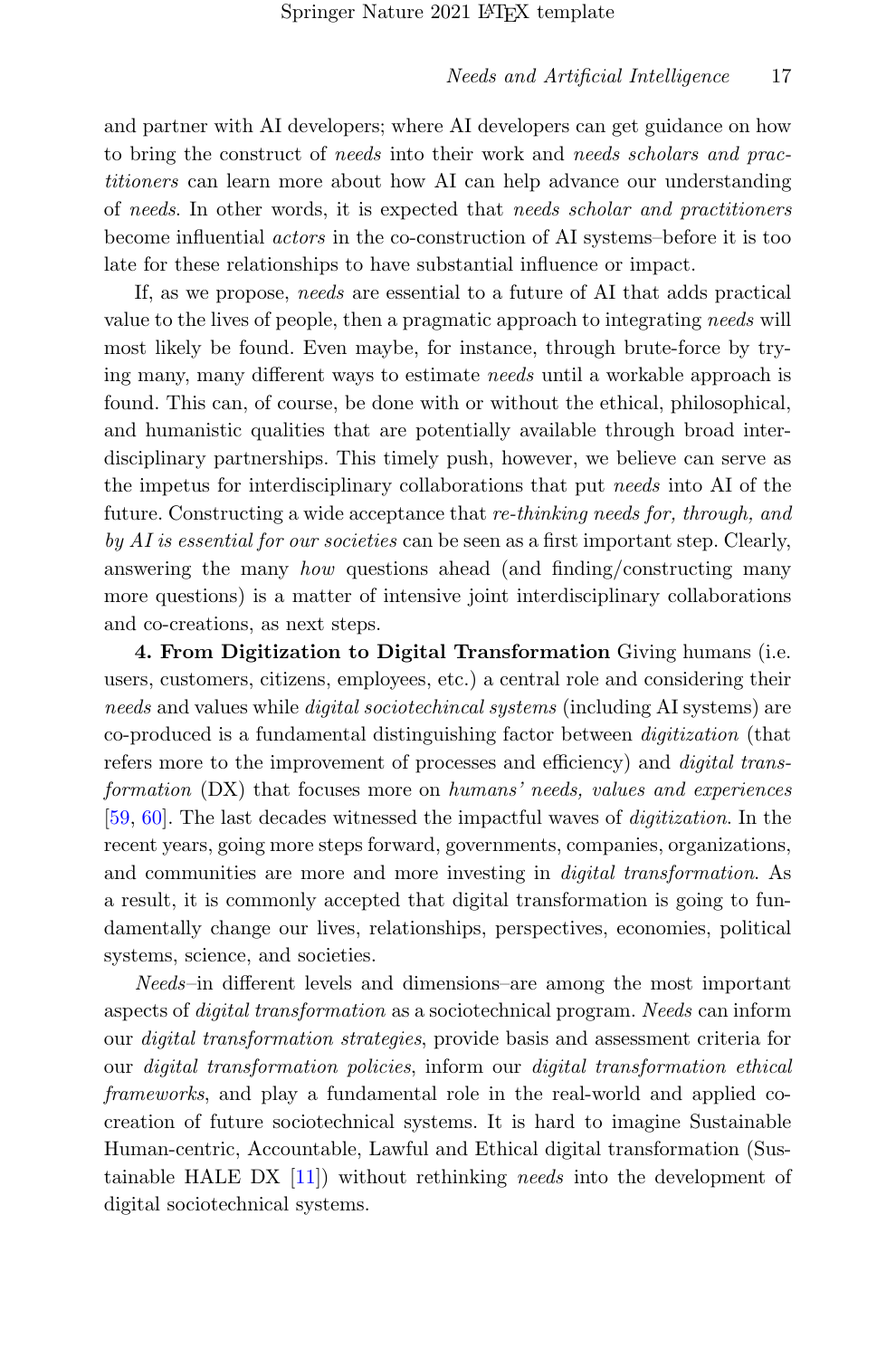and partner with AI developers; where AI developers can get guidance on how to bring the construct of *needs* into their work and *needs scholars and practitioners* can learn more about how AI can help advance our understanding of *needs*. In other words, it is expected that *needs scholar and practitioners* become influential *actors* in the co-construction of AI systems–before it is too late for these relationships to have substantial influence or impact.

If, as we propose, *needs* are essential to a future of AI that adds practical value to the lives of people, then a pragmatic approach to integrating *needs* will most likely be found. Even maybe, for instance, through brute-force by trying many, many different ways to estimate *needs* until a workable approach is found. This can, of course, be done with or without the ethical, philosophical, and humanistic qualities that are potentially available through broad interdisciplinary partnerships. This timely push, however, we believe can serve as the impetus for interdisciplinary collaborations that put *needs* into AI of the future. Constructing a wide acceptance that *re-thinking needs for, through, and by AI is essential for our societies* can be seen as a first important step. Clearly, answering the many *how* questions ahead (and finding/constructing many more questions) is a matter of intensive joint interdisciplinary collaborations and co-creations, as next steps.

**4. From Digitization to Digital Transformation** Giving humans (i.e. users, customers, citizens, employees, etc.) a central role and considering their *needs* and values while *digital sociotechincal systems* (including AI systems) are co-produced is a fundamental distinguishing factor between *digitization* (that refers more to the improvement of processes and efficiency) and *digital transformation* (DX) that focuses more on *humans' needs, values and experiences* [59, 60]. The last decades witnessed the impactful waves of *digitization*. In the recent years, going more steps forward, governments, companies, organizations, and communities are more and more investing in *digital transformation*. As a result, it is commonly accepted that digital transformation is going to fundamentally change our lives, relationships, perspectives, economies, political systems, science, and societies.

*Needs*–in different levels and dimensions–are among the most important aspects of *digital transformation* as a sociotechnical program. *Needs* can inform our *digital transformation strategies*, provide basis and assessment criteria for our *digital transformation policies*, inform our *digital transformation ethical frameworks*, and play a fundamental role in the real-world and applied co-creation of future sociotechnical systems. It is hard to imagine Sustainable Human-centric, Accountable, Lawful and Ethical digital transformation (Sustainable HALE DX [11]) without rethinking *needs* into the development of digital sociotechnical systems.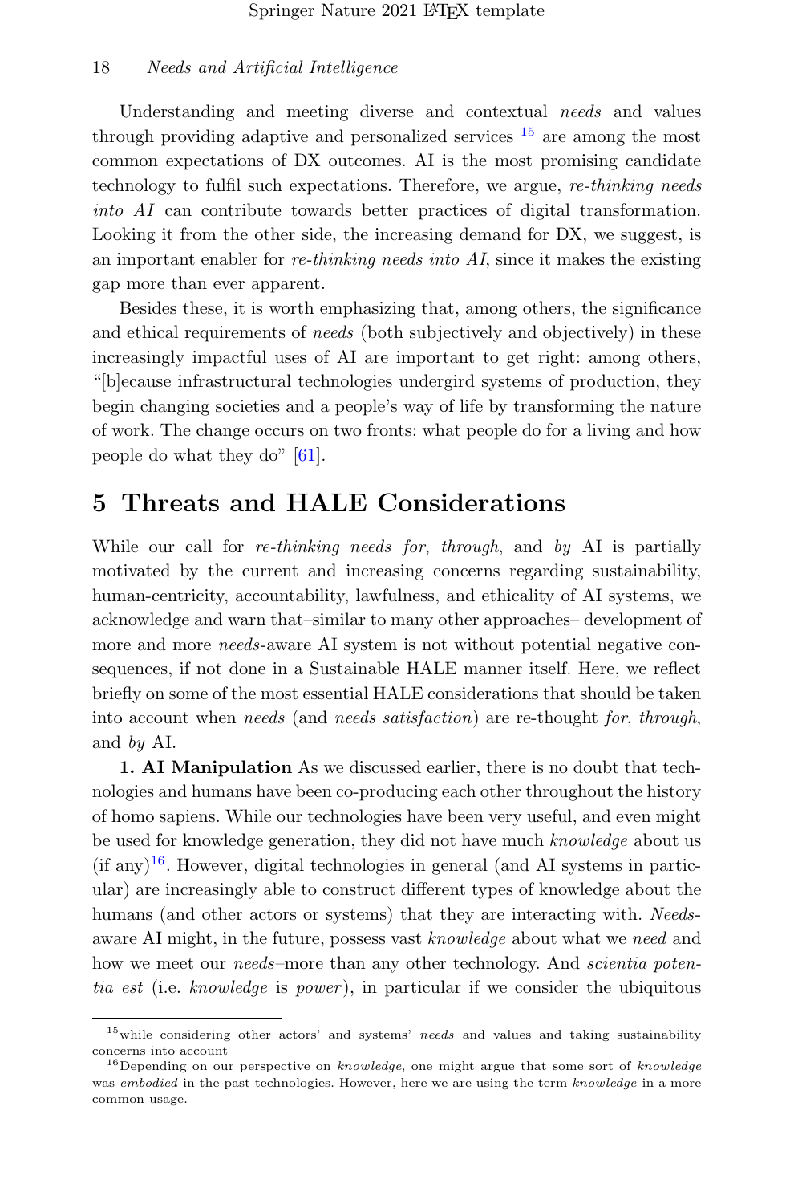Understanding and meeting diverse and contextual *needs* and values through providing adaptive and personalized services [15] are among the most common expectations of DX outcomes. AI is the most promising candidate technology to fulfil such expectations. Therefore, we argue, *re-thinking needs into AI* can contribute towards better practices of digital transformation. Looking it from the other side, the increasing demand for DX, we suggest, is an important enabler for *re-thinking needs into AI*, since it makes the existing gap more than ever apparent.

Besides these, it is worth emphasizing that, among others, the significance and ethical requirements of *needs* (both subjectively and objectively) in these increasingly impactful uses of AI are important to get right: among others, "[b]ecause infrastructural technologies undergird systems of production, they begin changing societies and a people's way of life by transforming the nature of work. The change occurs on two fronts: what people do for a living and how people do what they do" [61].

## 5 Threats and HALE Considerations

While our call for *re-thinking needs for*, *through*, and *by* AI is partially motivated by the current and increasing concerns regarding sustainability, human-centricity, accountability, lawfulness, and ethicality of AI systems, we acknowledge and warn that–similar to many other approaches– development of more and more *needs*-aware AI system is not without potential negative consequences, if not done in a Sustainable HALE manner itself. Here, we reflect briefly on some of the most essential HALE considerations that should be taken into account when *needs* (and *needs satisfaction*) are re-thought *for*, *through*, and *by* AI.

**1. AI Manipulation** As we discussed earlier, there is no doubt that technologies and humans have been co-producing each other throughout the history of homo sapiens. While our technologies have been very useful, and even might be used for knowledge generation, they did not have much *knowledge* about us (if any)[16]. However, digital technologies in general (and AI systems in particular) are increasingly able to construct different types of knowledge about the humans (and other actors or systems) that they are interacting with. *Needs*-aware AI might, in the future, possess vast *knowledge* about what we *need* and how we meet our *needs*–more than any other technology. And *scientia potentia est* (i.e. *knowledge* is *power*), in particular if we consider the ubiquitous

[15] while considering other actors' and systems' *needs* and values and taking sustainability concerns into account

[16] Depending on our perspective on *knowledge*, one might argue that some sort of *knowledge* was *embodied* in the past technologies. However, here we are using the term *knowledge* in a more common usage.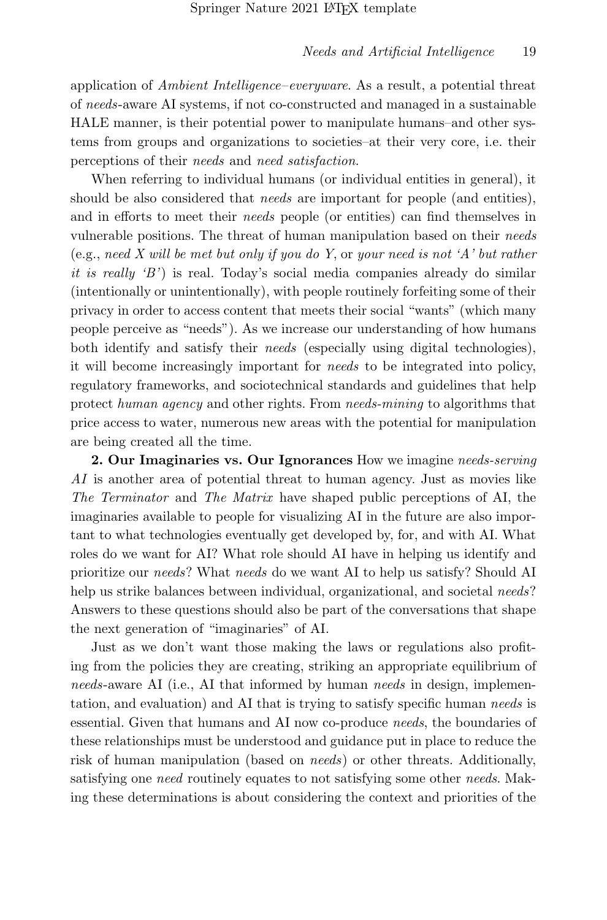application of *Ambient Intelligence–everyware*. As a result, a potential threat of *needs*-aware AI systems, if not co-constructed and managed in a sustainable HALE manner, is their potential power to manipulate humans–and other systems from groups and organizations to societies–at their very core, i.e. their perceptions of their *needs* and *need satisfaction*.

When referring to individual humans (or individual entities in general), it should be also considered that *needs* are important for people (and entities), and in efforts to meet their *needs* people (or entities) can find themselves in vulnerable positions. The threat of human manipulation based on their *needs* (e.g., *need X will be met but only if you do Y*, or *your need is not 'A' but rather it is really 'B'*) is real. Today's social media companies already do similar (intentionally or unintentionally), with people routinely forfeiting some of their privacy in order to access content that meets their social "wants" (which many people perceive as "needs"). As we increase our understanding of how humans both identify and satisfy their *needs* (especially using digital technologies), it will become increasingly important for *needs* to be integrated into policy, regulatory frameworks, and sociotechnical standards and guidelines that help protect *human agency* and other rights. From *needs-mining* to algorithms that price access to water, numerous new areas with the potential for manipulation are being created all the time.

**2. Our Imaginaries vs. Our Ignorances** How we imagine *needs-serving AI* is another area of potential threat to human agency. Just as movies like *The Terminator* and *The Matrix* have shaped public perceptions of AI, the imaginaries available to people for visualizing AI in the future are also important to what technologies eventually get developed by, for, and with AI. What roles do we want for AI? What role should AI have in helping us identify and prioritize our *needs*? What *needs* do we want AI to help us satisfy? Should AI help us strike balances between individual, organizational, and societal *needs*? Answers to these questions should also be part of the conversations that shape the next generation of "imaginaries" of AI.

Just as we don't want those making the laws or regulations also profiting from the policies they are creating, striking an appropriate equilibrium of *needs*-aware AI (i.e., AI that informed by human *needs* in design, implementation, and evaluation) and AI that is trying to satisfy specific human *needs* is essential. Given that humans and AI now co-produce *needs*, the boundaries of these relationships must be understood and guidance put in place to reduce the risk of human manipulation (based on *needs*) or other threats. Additionally, satisfying one *need* routinely equates to not satisfying some other *needs*. Making these determinations is about considering the context and priorities of the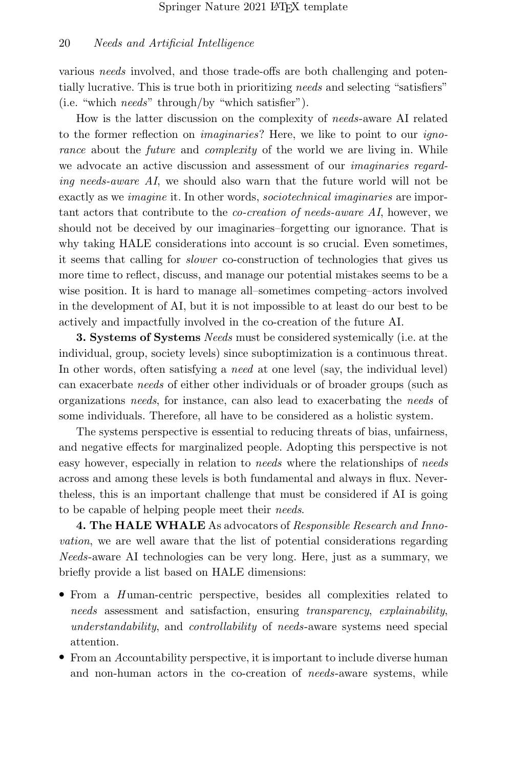various *needs* involved, and those trade-offs are both challenging and potentially lucrative. This is true both in prioritizing *needs* and selecting "satisfiers" (i.e. "which *needs*" through/by "which satisfier").

How is the latter discussion on the complexity of *needs*-aware AI related to the former reflection on *imaginaries*? Here, we like to point to our *ignorance* about the *future* and *complexity* of the world we are living in. While we advocate an active discussion and assessment of our *imaginaries regarding needs-aware AI*, we should also warn that the future world will not be exactly as we *imagine* it. In other words, *sociotechnical imaginaries* are important actors that contribute to the *co-creation of needs-aware AI*, however, we should not be deceived by our imaginaries–forgetting our ignorance. That is why taking HALE considerations into account is so crucial. Even sometimes, it seems that calling for *slower* co-construction of technologies that gives us more time to reflect, discuss, and manage our potential mistakes seems to be a wise position. It is hard to manage all–sometimes competing–actors involved in the development of AI, but it is not impossible to at least do our best to be actively and impactfully involved in the co-creation of the future AI.

**3. Systems of Systems** *Needs* must be considered systemically (i.e. at the individual, group, society levels) since suboptimization is a continuous threat. In other words, often satisfying a *need* at one level (say, the individual level) can exacerbate *needs* of either other individuals or of broader groups (such as organizations *needs*, for instance, can also lead to exacerbating the *needs* of some individuals. Therefore, all have to be considered as a holistic system.

The systems perspective is essential to reducing threats of bias, unfairness, and negative effects for marginalized people. Adopting this perspective is not easy however, especially in relation to *needs* where the relationships of *needs* across and among these levels is both fundamental and always in flux. Nevertheless, this is an important challenge that must be considered if AI is going to be capable of helping people meet their *needs*.

**4. The HALE WHALE** As advocators of *Responsible Research and Innovation*, we are well aware that the list of potential considerations regarding *Needs*-aware AI technologies can be very long. Here, just as a summary, we briefly provide a list based on HALE dimensions:

- From a *H*uman-centric perspective, besides all complexities related to *needs* assessment and satisfaction, ensuring *transparency*, *explainability*, *understandability*, and *controllability* of *needs*-aware systems need special attention.
- From an *A*ccountability perspective, it is important to include diverse human and non-human actors in the co-creation of *needs*-aware systems, while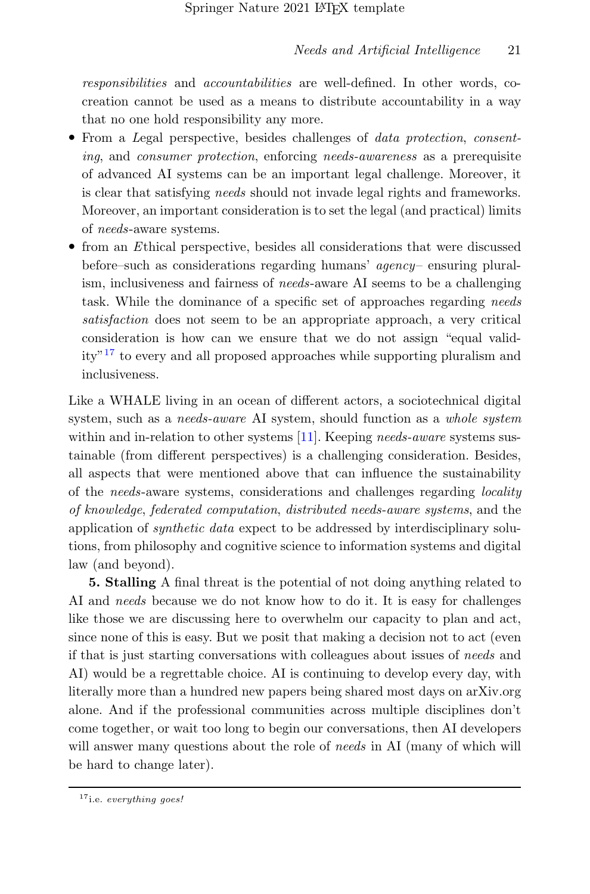*responsibilities* and *accountabilities* are well-defined. In other words, co-creation cannot be used as a means to distribute accountability in a way that no one hold responsibility any more.

- From a *L*egal perspective, besides challenges of *data protection*, *consenting*, and *consumer protection*, enforcing *needs-awareness* as a prerequisite of advanced AI systems can be an important legal challenge. Moreover, it is clear that satisfying *needs* should not invade legal rights and frameworks. Moreover, an important consideration is to set the legal (and practical) limits of *needs*-aware systems.
- from an *E*thical perspective, besides all considerations that were discussed before–such as considerations regarding humans' *agency*– ensuring pluralism, inclusiveness and fairness of *needs*-aware AI seems to be a challenging task. While the dominance of a specific set of approaches regarding *needs satisfaction* does not seem to be an appropriate approach, a very critical consideration is how can we ensure that we do not assign "equal validity"[17] to every and all proposed approaches while supporting pluralism and inclusiveness.

Like a WHALE living in an ocean of different actors, a sociotechnical digital system, such as a *needs-aware* AI system, should function as a *whole system* within and in-relation to other systems [11]. Keeping *needs-aware* systems sustainable (from different perspectives) is a challenging consideration. Besides, all aspects that were mentioned above that can influence the sustainability of the *needs*-aware systems, considerations and challenges regarding *locality of knowledge*, *federated computation*, *distributed needs-aware systems*, and the application of *synthetic data* expect to be addressed by interdisciplinary solutions, from philosophy and cognitive science to information systems and digital law (and beyond).

**5. Stalling** A final threat is the potential of not doing anything related to AI and *needs* because we do not know how to do it. It is easy for challenges like those we are discussing here to overwhelm our capacity to plan and act, since none of this is easy. But we posit that making a decision not to act (even if that is just starting conversations with colleagues about issues of *needs* and AI) would be a regrettable choice. AI is continuing to develop every day, with literally more than a hundred new papers being shared most days on arXiv.org alone. And if the professional communities across multiple disciplines don't come together, or wait too long to begin our conversations, then AI developers will answer many questions about the role of *needs* in AI (many of which will be hard to change later).

[17] i.e. *everything goes!*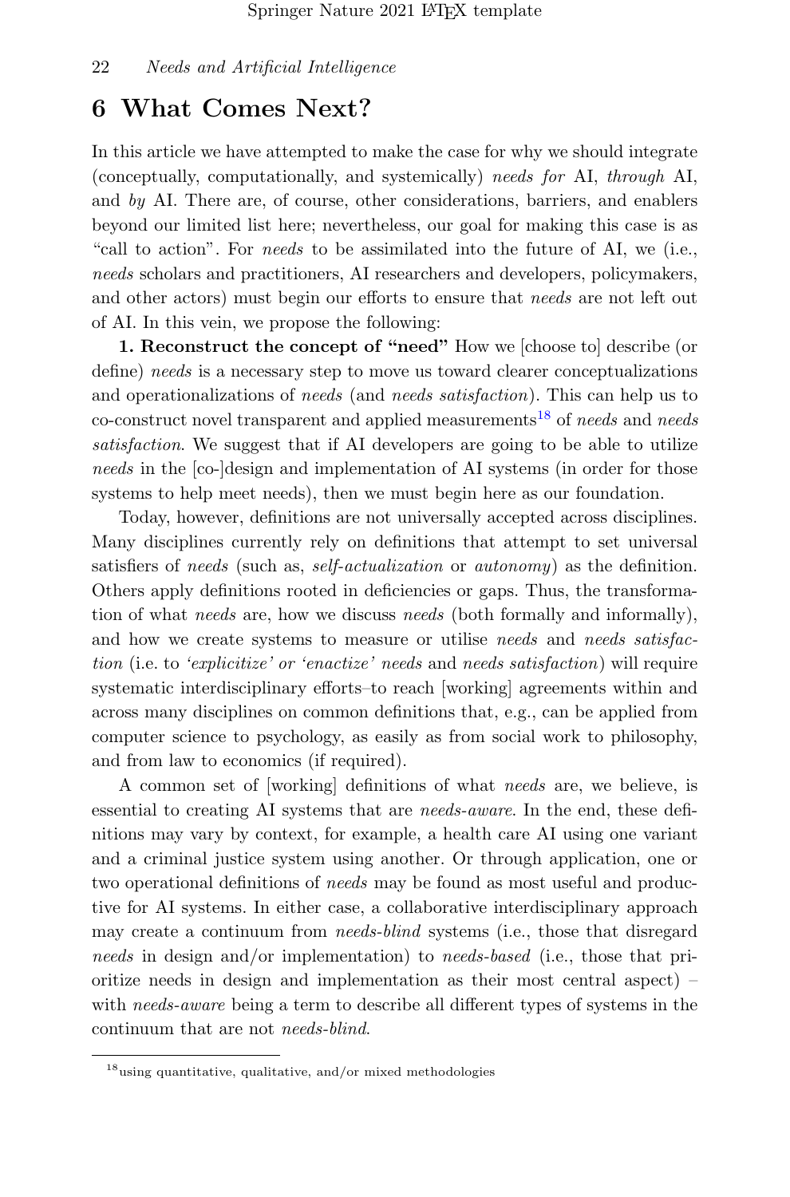# 6 What Comes Next?

In this article we have attempted to make the case for why we should integrate (conceptually, computationally, and systemically) *needs for* AI, *through* AI, and *by* AI. There are, of course, other considerations, barriers, and enablers beyond our limited list here; nevertheless, our goal for making this case is as "call to action". For *needs* to be assimilated into the future of AI, we (i.e., *needs* scholars and practitioners, AI researchers and developers, policymakers, and other actors) must begin our efforts to ensure that *needs* are not left out of AI. In this vein, we propose the following:

**1. Reconstruct the concept of "need"** How we [choose to] describe (or define) *needs* is a necessary step to move us toward clearer conceptualizations and operationalizations of *needs* (and *needs satisfaction*). This can help us to co-construct novel transparent and applied measurements[18] of *needs* and *needs satisfaction*. We suggest that if AI developers are going to be able to utilize *needs* in the [co-]design and implementation of AI systems (in order for those systems to help meet needs), then we must begin here as our foundation.

Today, however, definitions are not universally accepted across disciplines. Many disciplines currently rely on definitions that attempt to set universal satisfiers of *needs* (such as, *self-actualization* or *autonomy*) as the definition. Others apply definitions rooted in deficiencies or gaps. Thus, the transformation of what *needs* are, how we discuss *needs* (both formally and informally), and how we create systems to measure or utilise *needs* and *needs satisfaction* (i.e. to *'explicitize' or 'enactize' needs* and *needs satisfaction*) will require systematic interdisciplinary efforts–to reach [working] agreements within and across many disciplines on common definitions that, e.g., can be applied from computer science to psychology, as easily as from social work to philosophy, and from law to economics (if required).

A common set of [working] definitions of what *needs* are, we believe, is essential to creating AI systems that are *needs-aware*. In the end, these definitions may vary by context, for example, a health care AI using one variant and a criminal justice system using another. Or through application, one or two operational definitions of *needs* may be found as most useful and productive for AI systems. In either case, a collaborative interdisciplinary approach may create a continuum from *needs-blind* systems (i.e., those that disregard *needs* in design and/or implementation) to *needs-based* (i.e., those that prioritize needs in design and implementation as their most central aspect) – with *needs-aware* being a term to describe all different types of systems in the continuum that are not *needs-blind*.

[18] using quantitative, qualitative, and/or mixed methodologies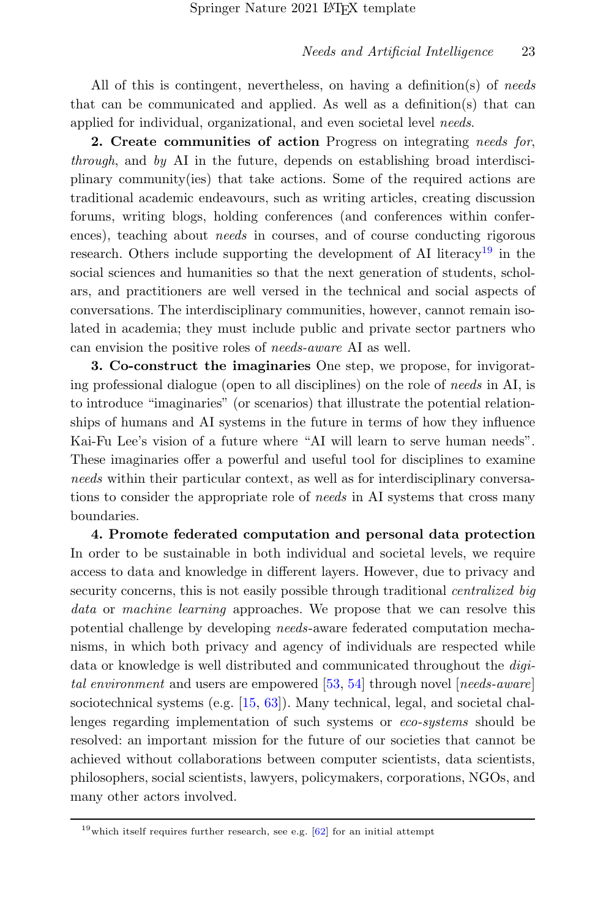All of this is contingent, nevertheless, on having a definition(s) of *needs* that can be communicated and applied. As well as a definition(s) that can applied for individual, organizational, and even societal level *needs*.

**2. Create communities of action** Progress on integrating *needs for*, *through*, and *by* AI in the future, depends on establishing broad interdisciplinary community(ies) that take actions. Some of the required actions are traditional academic endeavours, such as writing articles, creating discussion forums, writing blogs, holding conferences (and conferences within conferences), teaching about *needs* in courses, and of course conducting rigorous research. Others include supporting the development of AI literacy[19] in the social sciences and humanities so that the next generation of students, scholars, and practitioners are well versed in the technical and social aspects of conversations. The interdisciplinary communities, however, cannot remain isolated in academia; they must include public and private sector partners who can envision the positive roles of *needs-aware* AI as well.

**3. Co-construct the imaginaries** One step, we propose, for invigorating professional dialogue (open to all disciplines) on the role of *needs* in AI, is to introduce "imaginaries" (or scenarios) that illustrate the potential relationships of humans and AI systems in the future in terms of how they influence Kai-Fu Lee's vision of a future where "AI will learn to serve human needs". These imaginaries offer a powerful and useful tool for disciplines to examine *needs* within their particular context, as well as for interdisciplinary conversations to consider the appropriate role of *needs* in AI systems that cross many boundaries.

**4. Promote federated computation and personal data protection** In order to be sustainable in both individual and societal levels, we require access to data and knowledge in different layers. However, due to privacy and security concerns, this is not easily possible through traditional *centralized big data* or *machine learning* approaches. We propose that we can resolve this potential challenge by developing *needs*-aware federated computation mechanisms, in which both privacy and agency of individuals are respected while data or knowledge is well distributed and communicated throughout the *digital environment* and users are empowered [53, 54] through novel [*needs-aware*] sociotechnical systems (e.g. [15, 63]). Many technical, legal, and societal challenges regarding implementation of such systems or *eco-systems* should be resolved: an important mission for the future of our societies that cannot be achieved without collaborations between computer scientists, data scientists, philosophers, social scientists, lawyers, policymakers, corporations, NGOs, and many other actors involved.

---

[19] which itself requires further research, see e.g. [62] for an initial attempt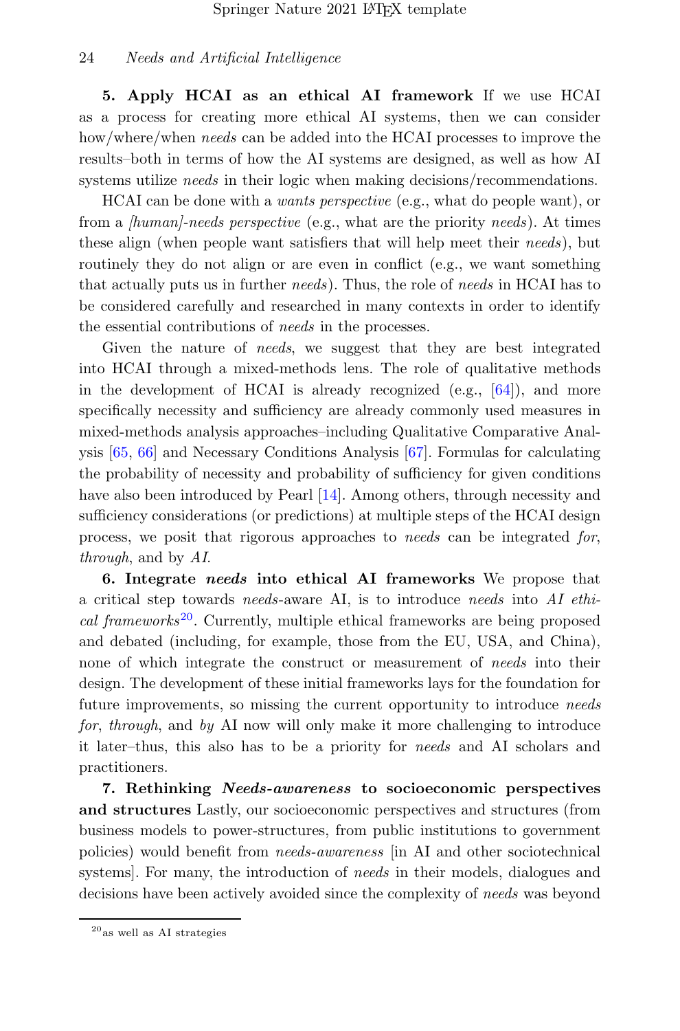**5. Apply HCAI as an ethical AI framework** If we use HCAI as a process for creating more ethical AI systems, then we can consider how/where/when *needs* can be added into the HCAI processes to improve the results–both in terms of how the AI systems are designed, as well as how AI systems utilize *needs* in their logic when making decisions/recommendations.

HCAI can be done with a *wants perspective* (e.g., what do people want), or from a *[human]-needs perspective* (e.g., what are the priority *needs*). At times these align (when people want satisfiers that will help meet their *needs*), but routinely they do not align or are even in conflict (e.g., we want something that actually puts us in further *needs*). Thus, the role of *needs* in HCAI has to be considered carefully and researched in many contexts in order to identify the essential contributions of *needs* in the processes.

Given the nature of *needs*, we suggest that they are best integrated into HCAI through a mixed-methods lens. The role of qualitative methods in the development of HCAI is already recognized (e.g., [64]), and more specifically necessity and sufficiency are already commonly used measures in mixed-methods analysis approaches–including Qualitative Comparative Analysis [65, 66] and Necessary Conditions Analysis [67]. Formulas for calculating the probability of necessity and probability of sufficiency for given conditions have also been introduced by Pearl [14]. Among others, through necessity and sufficiency considerations (or predictions) at multiple steps of the HCAI design process, we posit that rigorous approaches to *needs* can be integrated *for*, *through*, and by *AI*.

**6. Integrate *needs* into ethical AI frameworks** We propose that a critical step towards *needs*-aware AI, is to introduce *needs* into *AI ethical frameworks*[20]. Currently, multiple ethical frameworks are being proposed and debated (including, for example, those from the EU, USA, and China), none of which integrate the construct or measurement of *needs* into their design. The development of these initial frameworks lays for the foundation for future improvements, so missing the current opportunity to introduce *needs* *for*, *through*, and *by* AI now will only make it more challenging to introduce it later–thus, this also has to be a priority for *needs* and AI scholars and practitioners.

**7. Rethinking *Needs-awareness* to socioeconomic perspectives and structures** Lastly, our socioeconomic perspectives and structures (from business models to power-structures, from public institutions to government policies) would benefit from *needs-awareness* [in AI and other sociotechnical systems]. For many, the introduction of *needs* in their models, dialogues and decisions have been actively avoided since the complexity of *needs* was beyond

[20] as well as AI strategies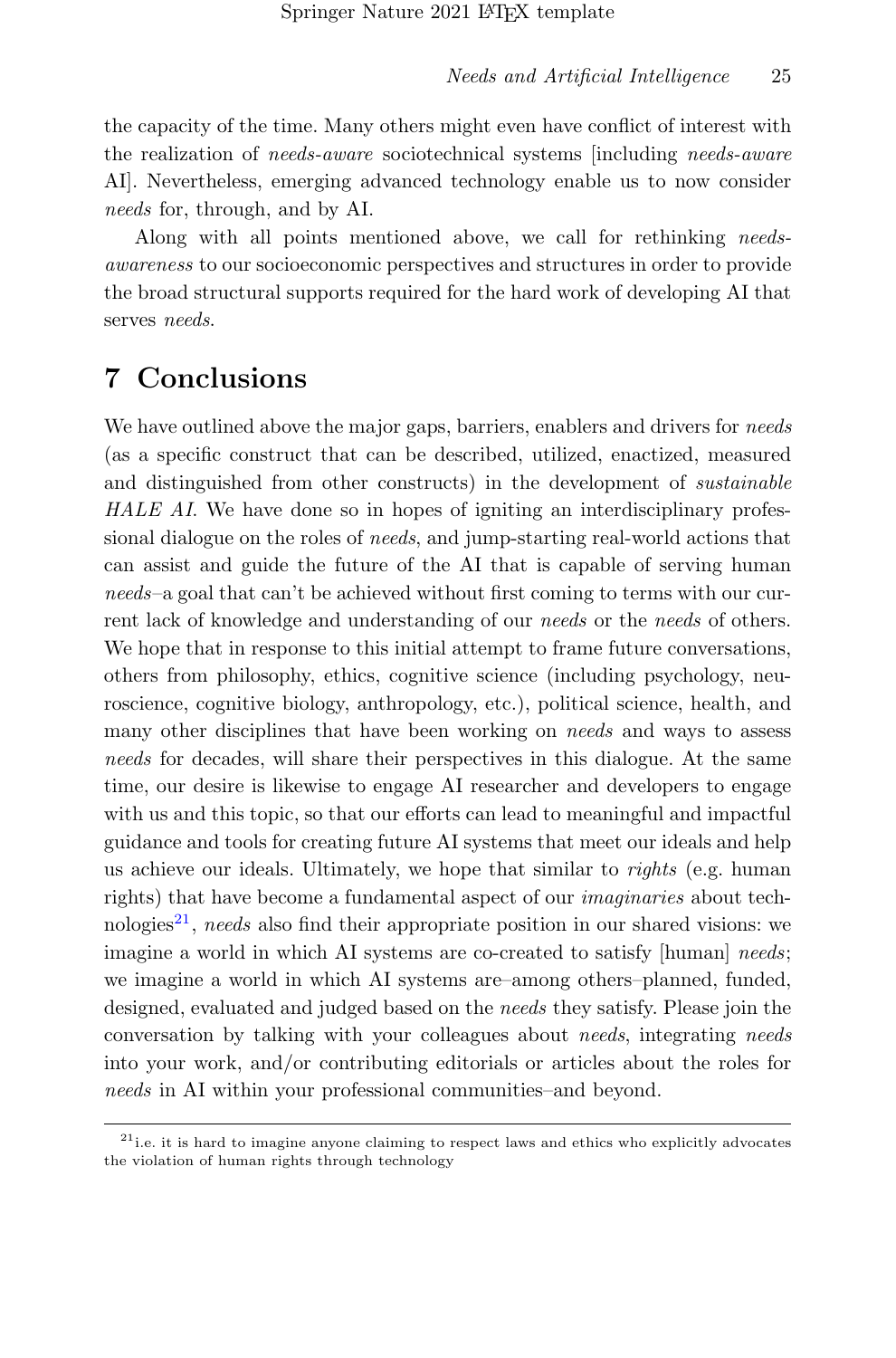the capacity of the time. Many others might even have conflict of interest with the realization of *needs-aware* sociotechnical systems [including *needs-aware* AI]. Nevertheless, emerging advanced technology enable us to now consider *needs* for, through, and by AI.

Along with all points mentioned above, we call for rethinking *needs-awareness* to our socioeconomic perspectives and structures in order to provide the broad structural supports required for the hard work of developing AI that serves *needs*.

# 7 Conclusions

We have outlined above the major gaps, barriers, enablers and drivers for *needs* (as a specific construct that can be described, utilized, enactized, measured and distinguished from other constructs) in the development of *sustainable HALE AI*. We have done so in hopes of igniting an interdisciplinary professional dialogue on the roles of *needs*, and jump-starting real-world actions that can assist and guide the future of the AI that is capable of serving human *needs*–a goal that can't be achieved without first coming to terms with our current lack of knowledge and understanding of our *needs* or the *needs* of others. We hope that in response to this initial attempt to frame future conversations, others from philosophy, ethics, cognitive science (including psychology, neuroscience, cognitive biology, anthropology, etc.), political science, health, and many other disciplines that have been working on *needs* and ways to assess *needs* for decades, will share their perspectives in this dialogue. At the same time, our desire is likewise to engage AI researcher and developers to engage with us and this topic, so that our efforts can lead to meaningful and impactful guidance and tools for creating future AI systems that meet our ideals and help us achieve our ideals. Ultimately, we hope that similar to *rights* (e.g. human rights) that have become a fundamental aspect of our *imaginaries* about technologies[21], *needs* also find their appropriate position in our shared visions: we imagine a world in which AI systems are co-created to satisfy [human] *needs*; we imagine a world in which AI systems are–among others–planned, funded, designed, evaluated and judged based on the *needs* they satisfy. Please join the conversation by talking with your colleagues about *needs*, integrating *needs* into your work, and/or contributing editorials or articles about the roles for *needs* in AI within your professional communities–and beyond.

[21] i.e. it is hard to imagine anyone claiming to respect laws and ethics who explicitly advocates the violation of human rights through technology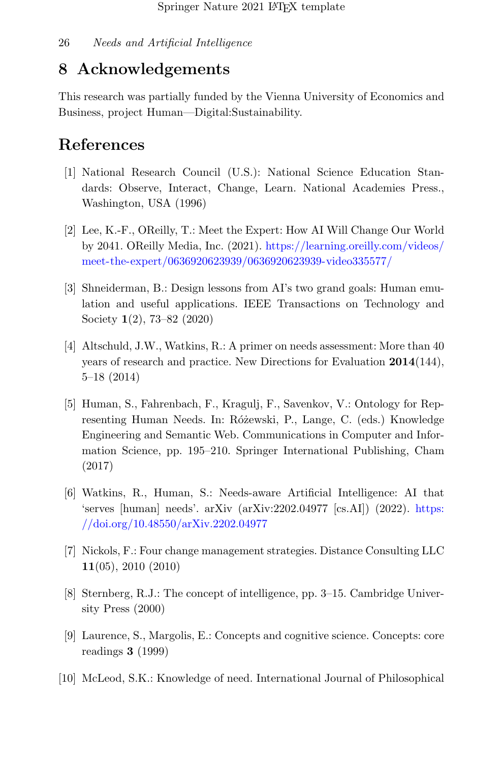## 8 Acknowledgements

This research was partially funded by the Vienna University of Economics and Business, project Human—Digital:Sustainability.

## References

[1] National Research Council (U.S.): National Science Education Standards: Observe, Interact, Change, Learn. National Academies Press., Washington, USA (1996)

[2] Lee, K.-F., OReilly, T.: Meet the Expert: How AI Will Change Our World by 2041. OReilly Media, Inc. (2021). https://learning.oreilly.com/videos/meet-the-expert/0636920623939/0636920623939-video335577/

[3] Shneiderman, B.: Design lessons from AI's two grand goals: Human emulation and useful applications. IEEE Transactions on Technology and Society **1**(2), 73–82 (2020)

[4] Altschuld, J.W., Watkins, R.: A primer on needs assessment: More than 40 years of research and practice. New Directions for Evaluation **2014**(144), 5–18 (2014)

[5] Human, S., Fahrenbach, F., Kragulj, F., Savenkov, V.: Ontology for Representing Human Needs. In: Różewski, P., Lange, C. (eds.) Knowledge Engineering and Semantic Web. Communications in Computer and Information Science, pp. 195–210. Springer International Publishing, Cham (2017)

[6] Watkins, R., Human, S.: Needs-aware Artificial Intelligence: AI that 'serves [human] needs'. arXiv (arXiv:2202.04977 [cs.AI]) (2022). https://doi.org/10.48550/arXiv.2202.04977

[7] Nickols, F.: Four change management strategies. Distance Consulting LLC **11**(05), 2010 (2010)

[8] Sternberg, R.J.: The concept of intelligence, pp. 3–15. Cambridge University Press (2000)

[9] Laurence, S., Margolis, E.: Concepts and cognitive science. Concepts: core readings **3** (1999)

[10] McLeod, S.K.: Knowledge of need. International Journal of Philosophical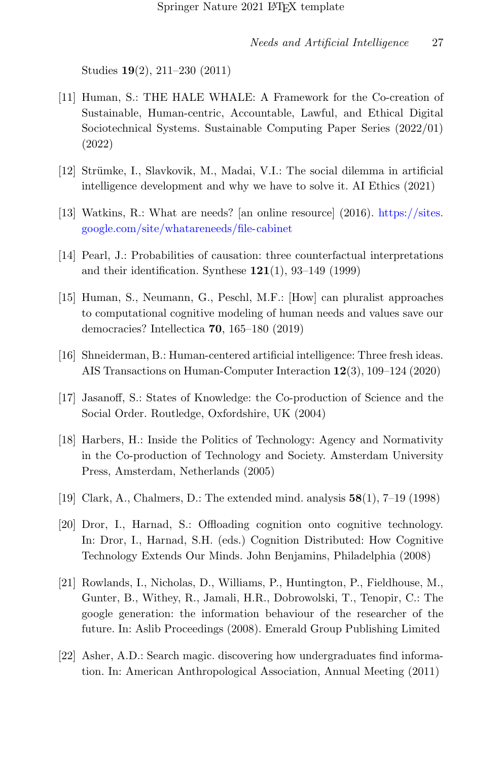Studies **19**(2), 211–230 (2011)

[11] Human, S.: THE HALE WHALE: A Framework for the Co-creation of Sustainable, Human-centric, Accountable, Lawful, and Ethical Digital Sociotechnical Systems. Sustainable Computing Paper Series (2022/01) (2022)

[12] Strümke, I., Slavkovik, M., Madai, V.I.: The social dilemma in artificial intelligence development and why we have to solve it. AI Ethics (2021)

[13] Watkins, R.: What are needs? [an online resource] (2016). https://sites.google.com/site/whatareneeds/file-cabinet

[14] Pearl, J.: Probabilities of causation: three counterfactual interpretations and their identification. Synthese **121**(1), 93–149 (1999)

[15] Human, S., Neumann, G., Peschl, M.F.: [How] can pluralist approaches to computational cognitive modeling of human needs and values save our democracies? Intellectica **70**, 165–180 (2019)

[16] Shneiderman, B.: Human-centered artificial intelligence: Three fresh ideas. AIS Transactions on Human-Computer Interaction **12**(3), 109–124 (2020)

[17] Jasanoff, S.: States of Knowledge: the Co-production of Science and the Social Order. Routledge, Oxfordshire, UK (2004)

[18] Harbers, H.: Inside the Politics of Technology: Agency and Normativity in the Co-production of Technology and Society. Amsterdam University Press, Amsterdam, Netherlands (2005)

[19] Clark, A., Chalmers, D.: The extended mind. analysis **58**(1), 7–19 (1998)

[20] Dror, I., Harnad, S.: Offloading cognition onto cognitive technology. In: Dror, I., Harnad, S.H. (eds.) Cognition Distributed: How Cognitive Technology Extends Our Minds. John Benjamins, Philadelphia (2008)

[21] Rowlands, I., Nicholas, D., Williams, P., Huntington, P., Fieldhouse, M., Gunter, B., Withey, R., Jamali, H.R., Dobrowolski, T., Tenopir, C.: The google generation: the information behaviour of the researcher of the future. In: Aslib Proceedings (2008). Emerald Group Publishing Limited

[22] Asher, A.D.: Search magic. discovering how undergraduates find information. In: American Anthropological Association, Annual Meeting (2011)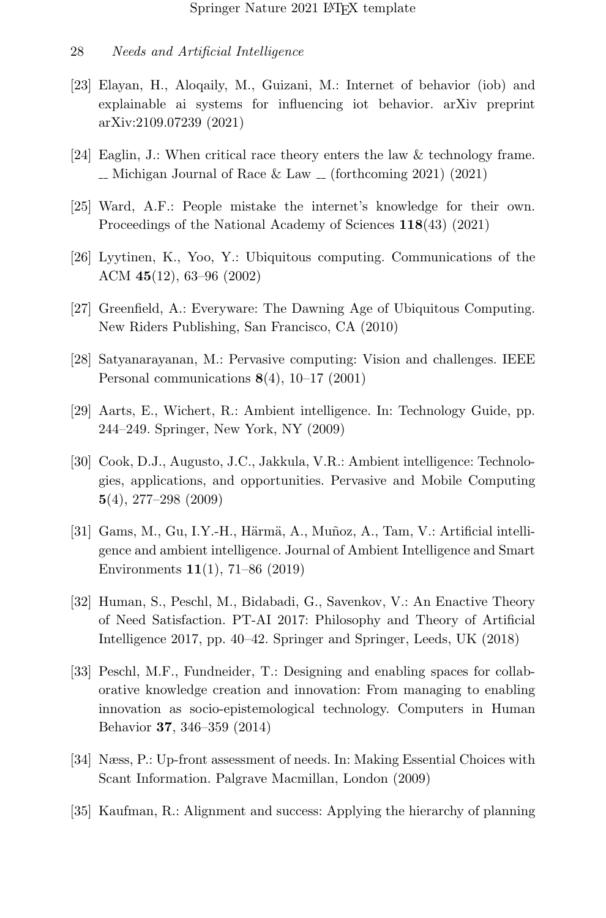[23] Elayan, H., Aloqaily, M., Guizani, M.: Internet of behavior (iob) and explainable ai systems for influencing iot behavior. arXiv preprint arXiv:2109.07239 (2021)

[24] Eaglin, J.: When critical race theory enters the law & technology frame. __ Michigan Journal of Race & Law __ (forthcoming 2021) (2021)

[25] Ward, A.F.: People mistake the internet's knowledge for their own. Proceedings of the National Academy of Sciences **118**(43) (2021)

[26] Lyytinen, K., Yoo, Y.: Ubiquitous computing. Communications of the ACM **45**(12), 63–96 (2002)

[27] Greenfield, A.: Everyware: The Dawning Age of Ubiquitous Computing. New Riders Publishing, San Francisco, CA (2010)

[28] Satyanarayanan, M.: Pervasive computing: Vision and challenges. IEEE Personal communications **8**(4), 10–17 (2001)

[29] Aarts, E., Wichert, R.: Ambient intelligence. In: Technology Guide, pp. 244–249. Springer, New York, NY (2009)

[30] Cook, D.J., Augusto, J.C., Jakkula, V.R.: Ambient intelligence: Technologies, applications, and opportunities. Pervasive and Mobile Computing **5**(4), 277–298 (2009)

[31] Gams, M., Gu, I.Y.-H., Härmä, A., Muñoz, A., Tam, V.: Artificial intelligence and ambient intelligence. Journal of Ambient Intelligence and Smart Environments **11**(1), 71–86 (2019)

[32] Human, S., Peschl, M., Bidabadi, G., Savenkov, V.: An Enactive Theory of Need Satisfaction. PT-AI 2017: Philosophy and Theory of Artificial Intelligence 2017, pp. 40–42. Springer and Springer, Leeds, UK (2018)

[33] Peschl, M.F., Fundneider, T.: Designing and enabling spaces for collaborative knowledge creation and innovation: From managing to enabling innovation as socio-epistemological technology. Computers in Human Behavior **37**, 346–359 (2014)

[34] Næss, P.: Up-front assessment of needs. In: Making Essential Choices with Scant Information. Palgrave Macmillan, London (2009)

[35] Kaufman, R.: Alignment and success: Applying the hierarchy of planning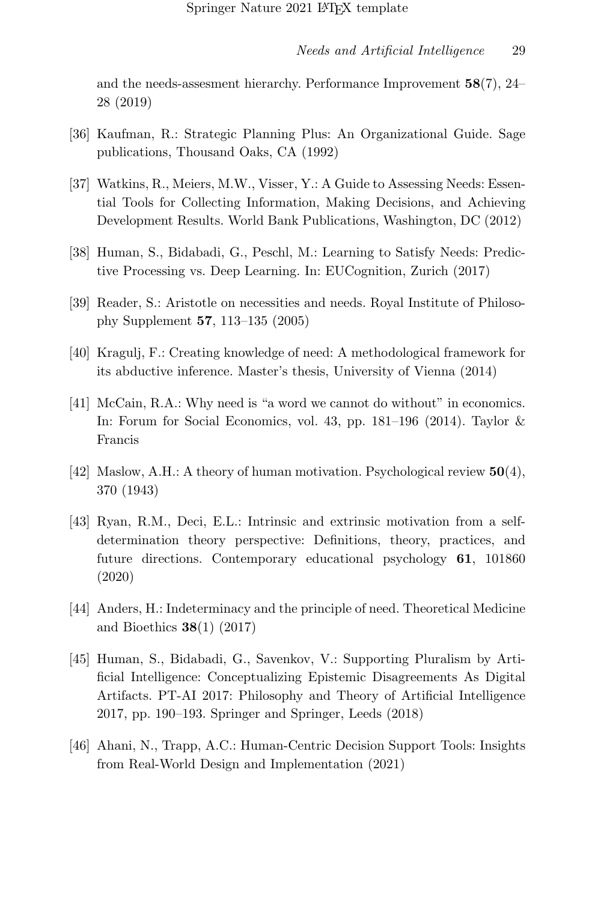and the needs-assesment hierarchy. Performance Improvement **58**(7), 24–28 (2019)

[36] Kaufman, R.: Strategic Planning Plus: An Organizational Guide. Sage publications, Thousand Oaks, CA (1992)

[37] Watkins, R., Meiers, M.W., Visser, Y.: A Guide to Assessing Needs: Essential Tools for Collecting Information, Making Decisions, and Achieving Development Results. World Bank Publications, Washington, DC (2012)

[38] Human, S., Bidabadi, G., Peschl, M.: Learning to Satisfy Needs: Predictive Processing vs. Deep Learning. In: EUCognition, Zurich (2017)

[39] Reader, S.: Aristotle on necessities and needs. Royal Institute of Philosophy Supplement **57**, 113–135 (2005)

[40] Kragulj, F.: Creating knowledge of need: A methodological framework for its abductive inference. Master's thesis, University of Vienna (2014)

[41] McCain, R.A.: Why need is "a word we cannot do without" in economics. In: Forum for Social Economics, vol. 43, pp. 181–196 (2014). Taylor & Francis

[42] Maslow, A.H.: A theory of human motivation. Psychological review **50**(4), 370 (1943)

[43] Ryan, R.M., Deci, E.L.: Intrinsic and extrinsic motivation from a self-determination theory perspective: Definitions, theory, practices, and future directions. Contemporary educational psychology **61**, 101860 (2020)

[44] Anders, H.: Indeterminacy and the principle of need. Theoretical Medicine and Bioethics **38**(1) (2017)

[45] Human, S., Bidabadi, G., Savenkov, V.: Supporting Pluralism by Artificial Intelligence: Conceptualizing Epistemic Disagreements As Digital Artifacts. PT-AI 2017: Philosophy and Theory of Artificial Intelligence 2017, pp. 190–193. Springer and Springer, Leeds (2018)

[46] Ahani, N., Trapp, A.C.: Human-Centric Decision Support Tools: Insights from Real-World Design and Implementation (2021)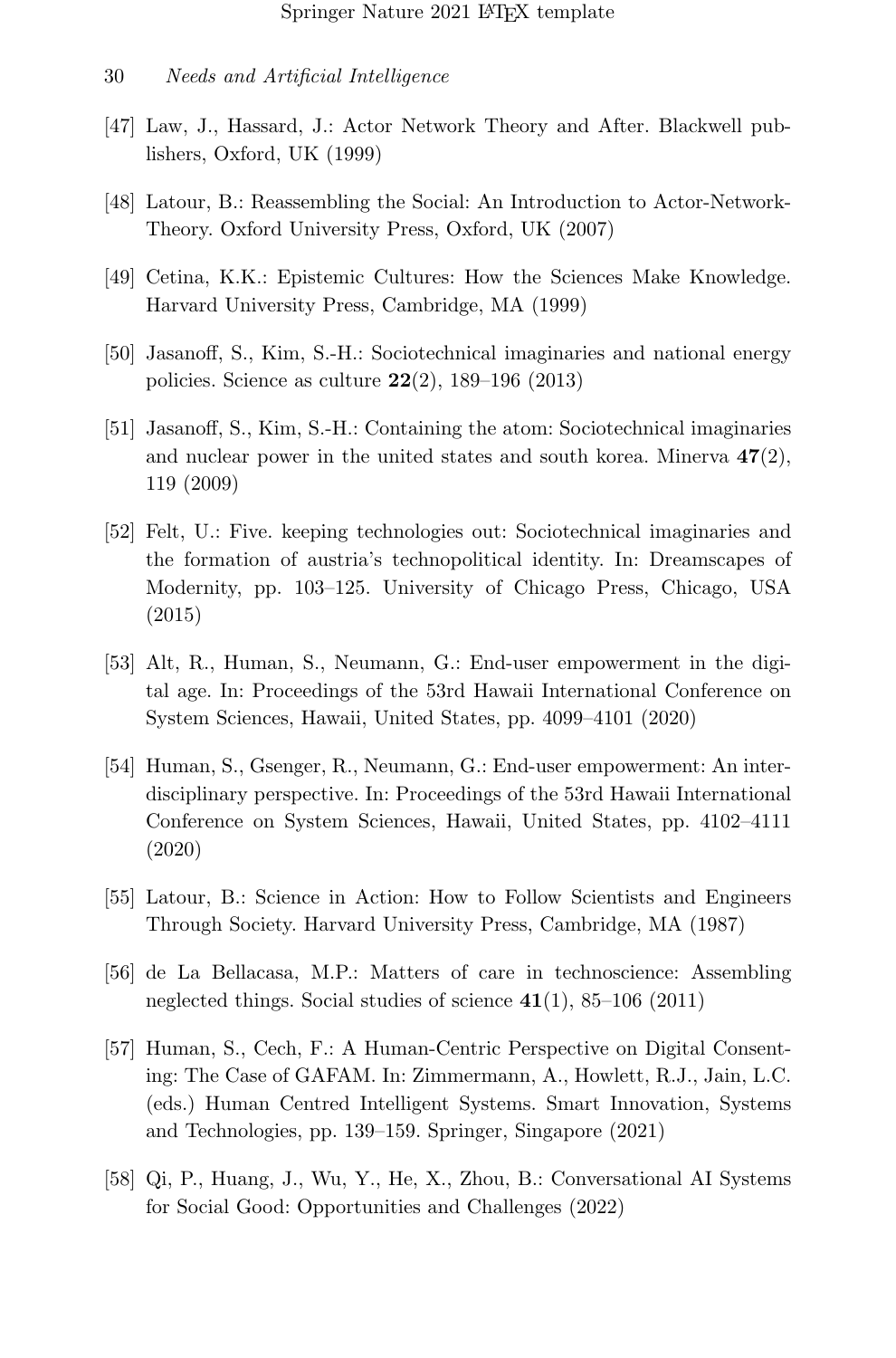[47] Law, J., Hassard, J.: Actor Network Theory and After. Blackwell publishers, Oxford, UK (1999)

[48] Latour, B.: Reassembling the Social: An Introduction to Actor-Network-Theory. Oxford University Press, Oxford, UK (2007)

[49] Cetina, K.K.: Epistemic Cultures: How the Sciences Make Knowledge. Harvard University Press, Cambridge, MA (1999)

[50] Jasanoff, S., Kim, S.-H.: Sociotechnical imaginaries and national energy policies. Science as culture **22**(2), 189–196 (2013)

[51] Jasanoff, S., Kim, S.-H.: Containing the atom: Sociotechnical imaginaries and nuclear power in the united states and south korea. Minerva **47**(2), 119 (2009)

[52] Felt, U.: Five. keeping technologies out: Sociotechnical imaginaries and the formation of austria's technopolitical identity. In: Dreamscapes of Modernity, pp. 103–125. University of Chicago Press, Chicago, USA (2015)

[53] Alt, R., Human, S., Neumann, G.: End-user empowerment in the digital age. In: Proceedings of the 53rd Hawaii International Conference on System Sciences, Hawaii, United States, pp. 4099–4101 (2020)

[54] Human, S., Gsenger, R., Neumann, G.: End-user empowerment: An interdisciplinary perspective. In: Proceedings of the 53rd Hawaii International Conference on System Sciences, Hawaii, United States, pp. 4102–4111 (2020)

[55] Latour, B.: Science in Action: How to Follow Scientists and Engineers Through Society. Harvard University Press, Cambridge, MA (1987)

[56] de La Bellacasa, M.P.: Matters of care in technoscience: Assembling neglected things. Social studies of science **41**(1), 85–106 (2011)

[57] Human, S., Cech, F.: A Human-Centric Perspective on Digital Consenting: The Case of GAFAM. In: Zimmermann, A., Howlett, R.J., Jain, L.C. (eds.) Human Centred Intelligent Systems. Smart Innovation, Systems and Technologies, pp. 139–159. Springer, Singapore (2021)

[58] Qi, P., Huang, J., Wu, Y., He, X., Zhou, B.: Conversational AI Systems for Social Good: Opportunities and Challenges (2022)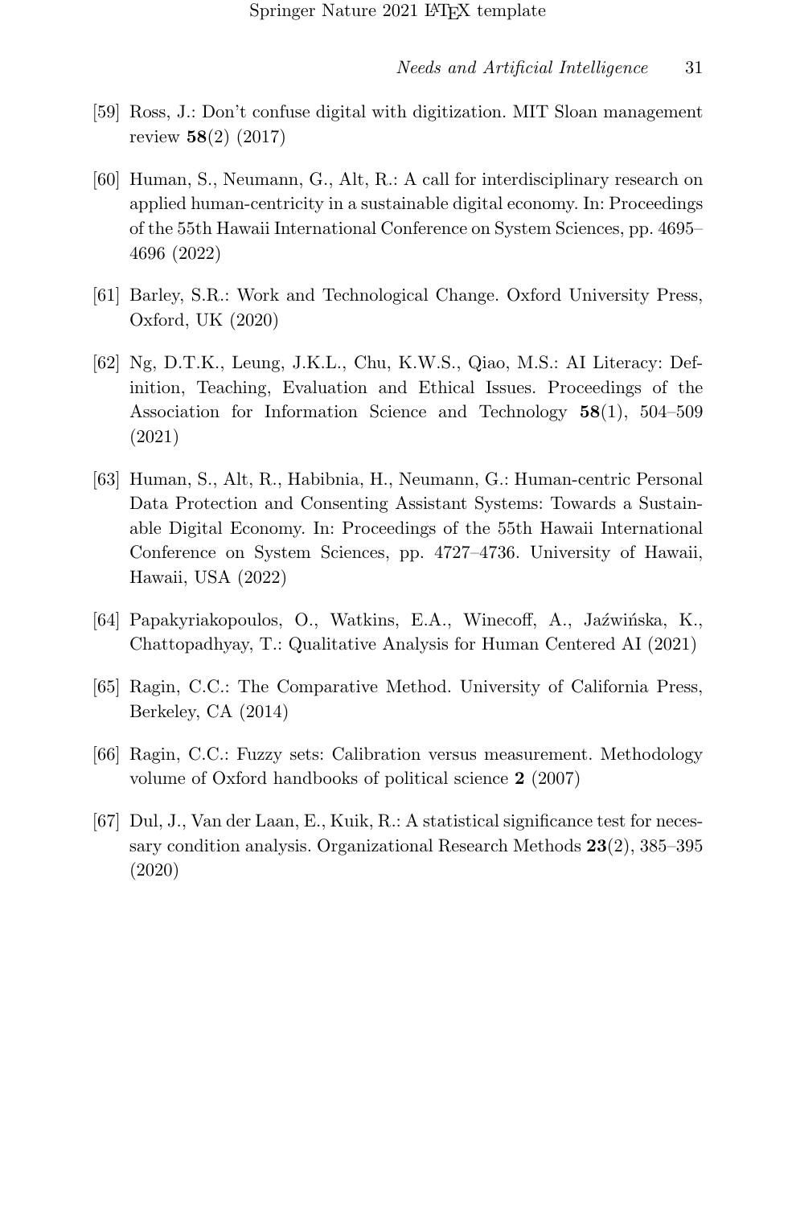[59] Ross, J.: Don't confuse digital with digitization. MIT Sloan management review **58**(2) (2017)

[60] Human, S., Neumann, G., Alt, R.: A call for interdisciplinary research on applied human-centricity in a sustainable digital economy. In: Proceedings of the 55th Hawaii International Conference on System Sciences, pp. 4695–4696 (2022)

[61] Barley, S.R.: Work and Technological Change. Oxford University Press, Oxford, UK (2020)

[62] Ng, D.T.K., Leung, J.K.L., Chu, K.W.S., Qiao, M.S.: AI Literacy: Definition, Teaching, Evaluation and Ethical Issues. Proceedings of the Association for Information Science and Technology **58**(1), 504–509 (2021)

[63] Human, S., Alt, R., Habibnia, H., Neumann, G.: Human-centric Personal Data Protection and Consenting Assistant Systems: Towards a Sustainable Digital Economy. In: Proceedings of the 55th Hawaii International Conference on System Sciences, pp. 4727–4736. University of Hawaii, Hawaii, USA (2022)

[64] Papakyriakopoulos, O., Watkins, E.A., Winecoff, A., Jaźwińska, K., Chattopadhyay, T.: Qualitative Analysis for Human Centered AI (2021)

[65] Ragin, C.C.: The Comparative Method. University of California Press, Berkeley, CA (2014)

[66] Ragin, C.C.: Fuzzy sets: Calibration versus measurement. Methodology volume of Oxford handbooks of political science **2** (2007)

[67] Dul, J., Van der Laan, E., Kuik, R.: A statistical significance test for necessary condition analysis. Organizational Research Methods **23**(2), 385–395 (2020)